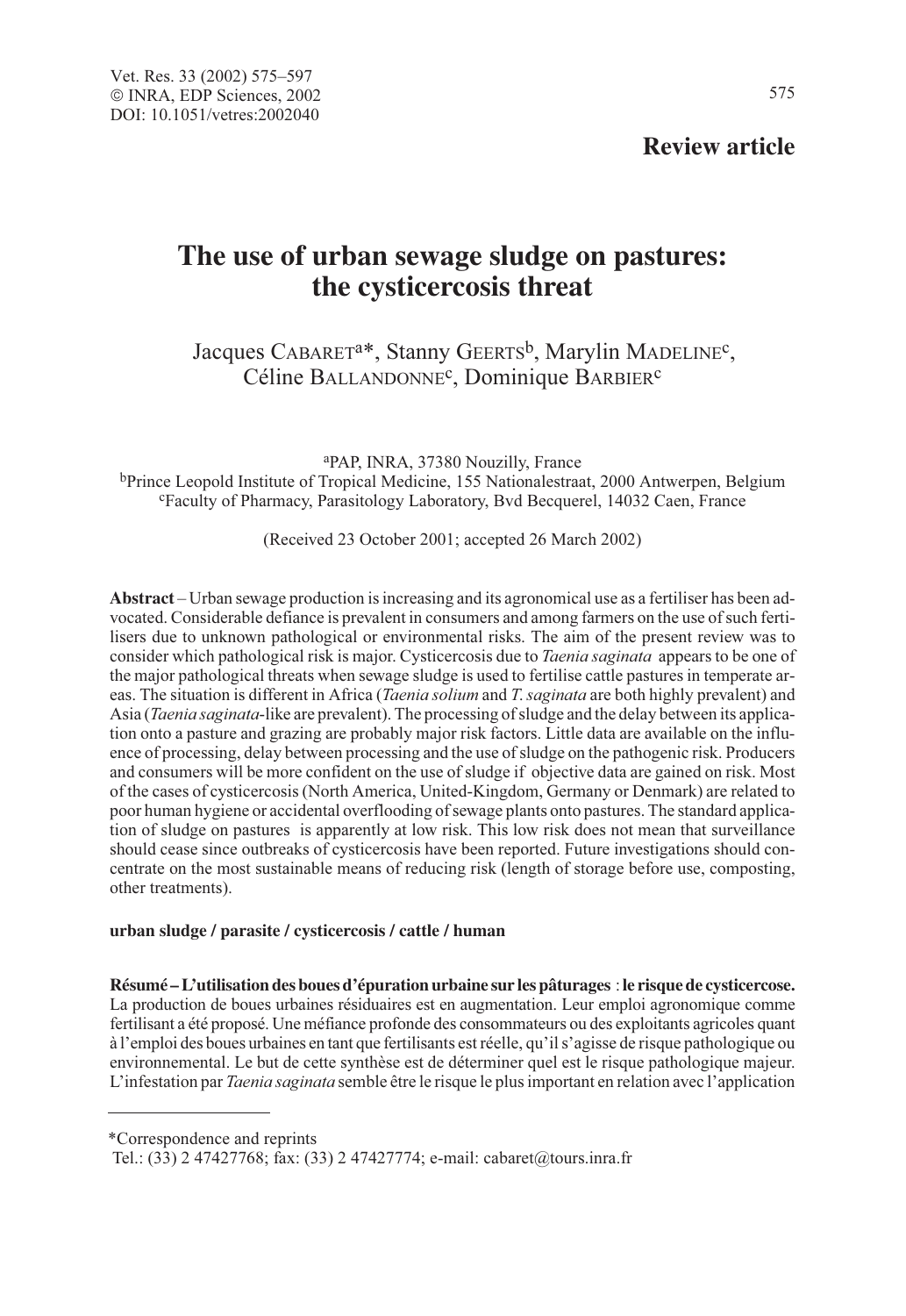**Review article**

# The use of urban sewage sludge on pastures: the cysticercosis threat

Jacques CABARET[a]*, Stanny GEERTS[b], Marylin MADELINE[c], Céline BALLANDONNE[c], Dominique BARBIER[c]

[a]PAP, INRA, 37380 Nouzilly, France
[b]Prince Leopold Institute of Tropical Medicine, 155 Nationalestraat, 2000 Antwerpen, Belgium
[c]Faculty of Pharmacy, Parasitology Laboratory, Bvd Becquerel, 14032 Caen, France

(Received 23 October 2001; accepted 26 March 2002)

**Abstract** – Urban sewage production is increasing and its agronomical use as a fertiliser has been advocated. Considerable defiance is prevalent in consumers and among farmers on the use of such fertilisers due to unknown pathological or environmental risks. The aim of the present review was to consider which pathological risk is major. Cysticercosis due to *Taenia saginata* appears to be one of the major pathological threats when sewage sludge is used to fertilise cattle pastures in temperate areas. The situation is different in Africa (*Taenia solium* and *T. saginata* are both highly prevalent) and Asia (*Taenia saginata*-like are prevalent). The processing of sludge and the delay between its application onto a pasture and grazing are probably major risk factors. Little data are available on the influence of processing, delay between processing and the use of sludge on the pathogenic risk. Producers and consumers will be more confident on the use of sludge if objective data are gained on risk. Most of the cases of cysticercosis (North America, United-Kingdom, Germany or Denmark) are related to poor human hygiene or accidental overflooding of sewage plants onto pastures. The standard application of sludge on pastures is apparently at low risk. This low risk does not mean that surveillance should cease since outbreaks of cysticercosis have been reported. Future investigations should concentrate on the most sustainable means of reducing risk (length of storage before use, composting, other treatments).

**urban sludge / parasite / cysticercosis / cattle / human**

**Résumé – L'utilisation des boues d'épuration urbaine sur les pâturages : le risque de cysticercose.** La production de boues urbaines résiduaires est en augmentation. Leur emploi agronomique comme fertilisant a été proposé. Une méfiance profonde des consommateurs ou des exploitants agricoles quant à l'emploi des boues urbaines en tant que fertilisants est réelle, qu'il s'agisse de risque pathologique ou environnemental. Le but de cette synthèse est de déterminer quel est le risque pathologique majeur. L'infestation par *Taenia saginata* semble être le risque le plus important en relation avec l'application

*Correspondence and reprints
Tel.: (33) 2 47427768; fax: (33) 2 47427774; e-mail: cabaret@tours.inra.fr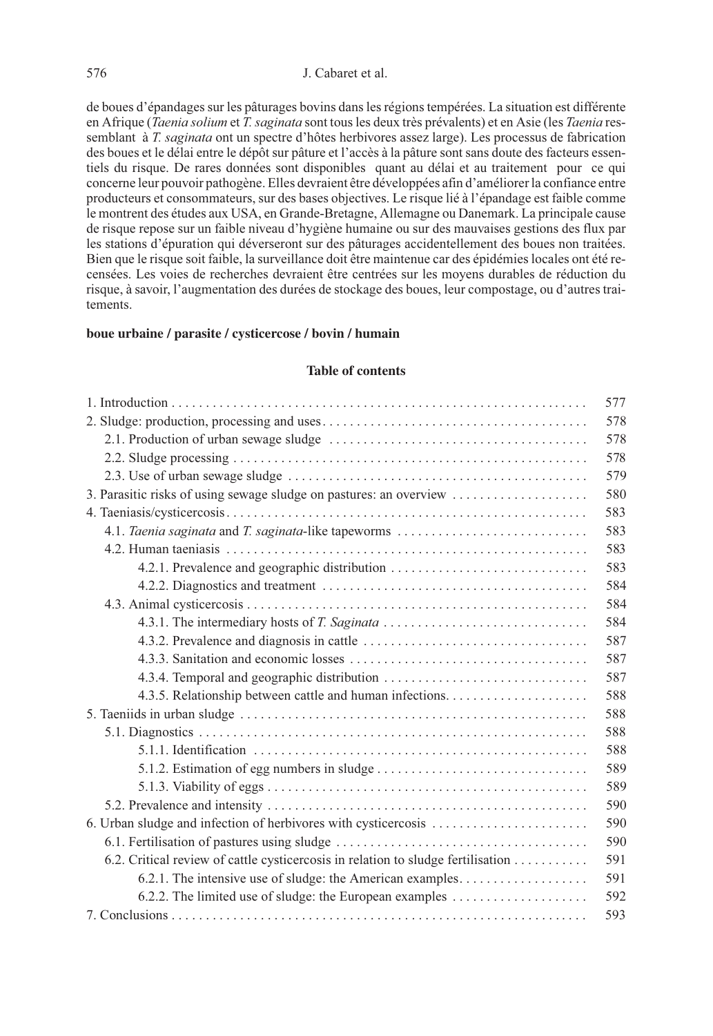de boues d'épandages sur les pâturages bovins dans les régions tempérées. La situation est différente en Afrique (*Taenia solium* et *T. saginata* sont tous les deux très prévalents) et en Asie (les *Taenia* ressemblant à *T. saginata* ont un spectre d'hôtes herbivores assez large). Les processus de fabrication des boues et le délai entre le dépôt sur pâture et l'accès à la pâture sont sans doute des facteurs essentiels du risque. De rares données sont disponibles quant au délai et au traitement pour ce qui concerne leur pouvoir pathogène. Elles devraient être développées afin d'améliorer la confiance entre producteurs et consommateurs, sur des bases objectives. Le risque lié à l'épandage est faible comme le montrent des études aux USA, en Grande-Bretagne, Allemagne ou Danemark. La principale cause de risque repose sur un faible niveau d'hygiène humaine ou sur des mauvaises gestions des flux par les stations d'épuration qui déverseront sur des pâturages accidentellement des boues non traitées. Bien que le risque soit faible, la surveillance doit être maintenue car des épidémies locales ont été recensées. Les voies de recherches devraient être centrées sur les moyens durables de réduction du risque, à savoir, l'augmentation des durées de stockage des boues, leur compostage, ou d'autres traitements.

**boue urbaine / parasite / cysticercose / bovin / humain**

**Table of contents**

| | |
|---|---|
| 1. Introduction | 577 |
| 2. Sludge: production, processing and uses | 578 |
| 2.1. Production of urban sewage sludge | 578 |
| 2.2. Sludge processing | 578 |
| 2.3. Use of urban sewage sludge | 579 |
| 3. Parasitic risks of using sewage sludge on pastures: an overview | 580 |
| 4. Taeniasis/cysticercosis | 583 |
| 4.1. *Taenia saginata* and *T. saginata*-like tapeworms | 583 |
| 4.2. Human taeniasis | 583 |
| 4.2.1. Prevalence and geographic distribution | 583 |
| 4.2.2. Diagnostics and treatment | 584 |
| 4.3. Animal cysticercosis | 584 |
| 4.3.1. The intermediary hosts of *T. Saginata* | 584 |
| 4.3.2. Prevalence and diagnosis in cattle | 587 |
| 4.3.3. Sanitation and economic losses | 587 |
| 4.3.4. Temporal and geographic distribution | 587 |
| 4.3.5. Relationship between cattle and human infections | 588 |
| 5. Taeniids in urban sludge | 588 |
| 5.1. Diagnostics | 588 |
| 5.1.1. Identification | 588 |
| 5.1.2. Estimation of egg numbers in sludge | 589 |
| 5.1.3. Viability of eggs | 589 |
| 5.2. Prevalence and intensity | 590 |
| 6. Urban sludge and infection of herbivores with cysticercosis | 590 |
| 6.1. Fertilisation of pastures using sludge | 590 |
| 6.2. Critical review of cattle cysticercosis in relation to sludge fertilisation | 591 |
| 6.2.1. The intensive use of sludge: the American examples | 591 |
| 6.2.2. The limited use of sludge: the European examples | 592 |
| 7. Conclusions | 593 |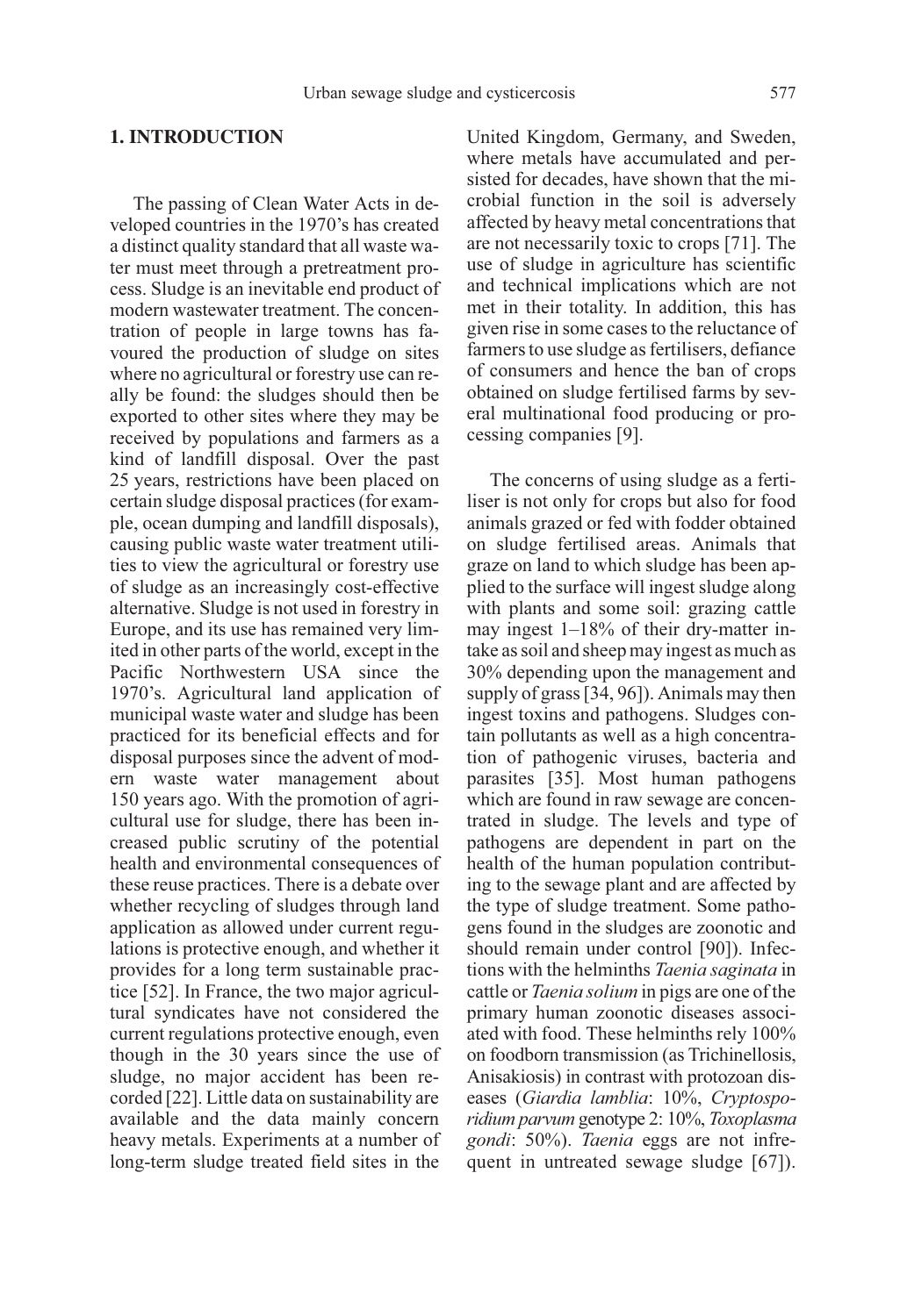## 1. INTRODUCTION

The passing of Clean Water Acts in developed countries in the 1970's has created a distinct quality standard that all waste water must meet through a pretreatment process. Sludge is an inevitable end product of modern wastewater treatment. The concentration of people in large towns has favoured the production of sludge on sites where no agricultural or forestry use can really be found: the sludges should then be exported to other sites where they may be received by populations and farmers as a kind of landfill disposal. Over the past 25 years, restrictions have been placed on certain sludge disposal practices (for example, ocean dumping and landfill disposals), causing public waste water treatment utilities to view the agricultural or forestry use of sludge as an increasingly cost-effective alternative. Sludge is not used in forestry in Europe, and its use has remained very limited in other parts of the world, except in the Pacific Northwestern USA since the 1970's. Agricultural land application of municipal waste water and sludge has been practiced for its beneficial effects and for disposal purposes since the advent of modern waste water management about 150 years ago. With the promotion of agricultural use for sludge, there has been increased public scrutiny of the potential health and environmental consequences of these reuse practices. There is a debate over whether recycling of sludges through land application as allowed under current regulations is protective enough, and whether it provides for a long term sustainable practice [52]. In France, the two major agricultural syndicates have not considered the current regulations protective enough, even though in the 30 years since the use of sludge, no major accident has been recorded [22]. Little data on sustainability are available and the data mainly concern heavy metals. Experiments at a number of long-term sludge treated field sites in the United Kingdom, Germany, and Sweden, where metals have accumulated and persisted for decades, have shown that the microbial function in the soil is adversely affected by heavy metal concentrations that are not necessarily toxic to crops [71]. The use of sludge in agriculture has scientific and technical implications which are not met in their totality. In addition, this has given rise in some cases to the reluctance of farmers to use sludge as fertilisers, defiance of consumers and hence the ban of crops obtained on sludge fertilised farms by several multinational food producing or processing companies [9].

The concerns of using sludge as a fertiliser is not only for crops but also for food animals grazed or fed with fodder obtained on sludge fertilised areas. Animals that graze on land to which sludge has been applied to the surface will ingest sludge along with plants and some soil: grazing cattle may ingest 1–18% of their dry-matter intake as soil and sheep may ingest as much as 30% depending upon the management and supply of grass [34, 96]). Animals may then ingest toxins and pathogens. Sludges contain pollutants as well as a high concentration of pathogenic viruses, bacteria and parasites [35]. Most human pathogens which are found in raw sewage are concentrated in sludge. The levels and type of pathogens are dependent in part on the health of the human population contributing to the sewage plant and are affected by the type of sludge treatment. Some pathogens found in the sludges are zoonotic and should remain under control [90]). Infections with the helminths *Taenia saginata* in cattle or *Taenia solium* in pigs are one of the primary human zoonotic diseases associated with food. These helminths rely 100% on foodborn transmission (as Trichinellosis, Anisakiosis) in contrast with protozoan diseases (*Giardia lamblia*: 10%, *Cryptosporidium parvum* genotype 2: 10%, *Toxoplasma gondi*: 50%). *Taenia* eggs are not infrequent in untreated sewage sludge [67]).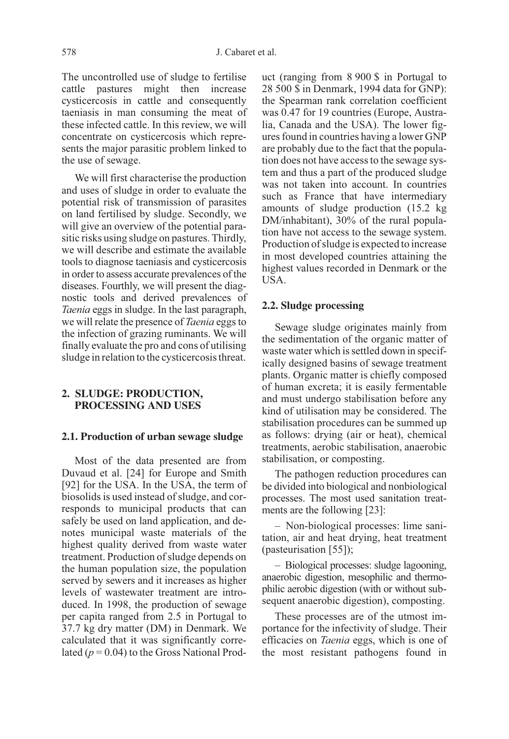The uncontrolled use of sludge to fertilise cattle pastures might then increase cysticercosis in cattle and consequently taeniasis in man consuming the meat of these infected cattle. In this review, we will concentrate on cysticercosis which represents the major parasitic problem linked to the use of sewage.

We will first characterise the production and uses of sludge in order to evaluate the potential risk of transmission of parasites on land fertilised by sludge. Secondly, we will give an overview of the potential parasitic risks using sludge on pastures. Thirdly, we will describe and estimate the available tools to diagnose taeniasis and cysticercosis in order to assess accurate prevalences of the diseases. Fourthly, we will present the diagnostic tools and derived prevalences of *Taenia* eggs in sludge. In the last paragraph, we will relate the presence of *Taenia* eggs to the infection of grazing ruminants. We will finally evaluate the pro and cons of utilising sludge in relation to the cysticercosis threat.

## 2. SLUDGE: PRODUCTION, PROCESSING AND USES

### 2.1. Production of urban sewage sludge

Most of the data presented are from Duvaud et al. [24] for Europe and Smith [92] for the USA. In the USA, the term of biosolids is used instead of sludge, and corresponds to municipal products that can safely be used on land application, and denotes municipal waste materials of the highest quality derived from waste water treatment. Production of sludge depends on the human population size, the population served by sewers and it increases as higher levels of wastewater treatment are introduced. In 1998, the production of sewage per capita ranged from 2.5 in Portugal to 37.7 kg dry matter (DM) in Denmark. We calculated that it was significantly correlated ($p = 0.04$) to the Gross National Product (ranging from 8 900 $ in Portugal to 28 500 $ in Denmark, 1994 data for GNP): the Spearman rank correlation coefficient was 0.47 for 19 countries (Europe, Australia, Canada and the USA). The lower figures found in countries having a lower GNP are probably due to the fact that the population does not have access to the sewage system and thus a part of the produced sludge was not taken into account. In countries such as France that have intermediary amounts of sludge production (15.2 kg DM/inhabitant), 30% of the rural population have not access to the sewage system. Production of sludge is expected to increase in most developed countries attaining the highest values recorded in Denmark or the USA.

### 2.2. Sludge processing

Sewage sludge originates mainly from the sedimentation of the organic matter of waste water which is settled down in specifically designed basins of sewage treatment plants. Organic matter is chiefly composed of human excreta; it is easily fermentable and must undergo stabilisation before any kind of utilisation may be considered. The stabilisation procedures can be summed up as follows: drying (air or heat), chemical treatments, aerobic stabilisation, anaerobic stabilisation, or composting.

The pathogen reduction procedures can be divided into biological and nonbiological processes. The most used sanitation treatments are the following [23]:

– Non-biological processes: lime sanitation, air and heat drying, heat treatment (pasteurisation [55]);

– Biological processes: sludge lagooning, anaerobic digestion, mesophilic and thermophilic aerobic digestion (with or without subsequent anaerobic digestion), composting.

These processes are of the utmost importance for the infectivity of sludge. Their efficacies on *Taenia* eggs, which is one of the most resistant pathogens found in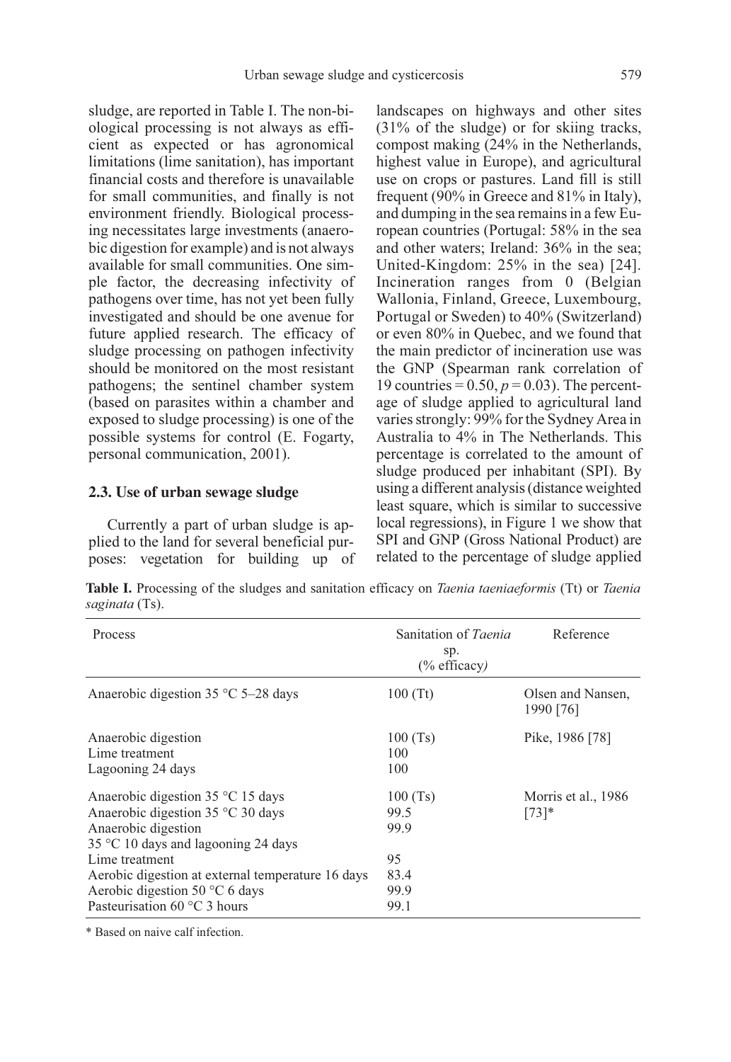sludge, are reported in Table I. The non-biological processing is not always as efficient as expected or has agronomical limitations (lime sanitation), has important financial costs and therefore is unavailable for small communities, and finally is not environment friendly. Biological processing necessitates large investments (anaerobic digestion for example) and is not always available for small communities. One simple factor, the decreasing infectivity of pathogens over time, has not yet been fully investigated and should be one avenue for future applied research. The efficacy of sludge processing on pathogen infectivity should be monitored on the most resistant pathogens; the sentinel chamber system (based on parasites within a chamber and exposed to sludge processing) is one of the possible systems for control (E. Fogarty, personal communication, 2001).

### 2.3. Use of urban sewage sludge

Currently a part of urban sludge is applied to the land for several beneficial purposes: vegetation for building up of landscapes on highways and other sites (31% of the sludge) or for skiing tracks, compost making (24% in the Netherlands, highest value in Europe), and agricultural use on crops or pastures. Land fill is still frequent (90% in Greece and 81% in Italy), and dumping in the sea remains in a few European countries (Portugal: 58% in the sea and other waters; Ireland: 36% in the sea; United-Kingdom: 25% in the sea) [24]. Incineration ranges from 0 (Belgian Wallonia, Finland, Greece, Luxembourg, Portugal or Sweden) to 40% (Switzerland) or even 80% in Quebec, and we found that the main predictor of incineration use was the GNP (Spearman rank correlation of 19 countries = 0.50, $p = 0.03$). The percentage of sludge applied to agricultural land varies strongly: 99% for the Sydney Area in Australia to 4% in The Netherlands. This percentage is correlated to the amount of sludge produced per inhabitant (SPI). By using a different analysis (distance weighted least square, which is similar to successive local regressions), in Figure 1 we show that SPI and GNP (Gross National Product) are related to the percentage of sludge applied

**Table I.** Processing of the sludges and sanitation efficacy on *Taenia taeniaeformis* (Tt) or *Taenia saginata* (Ts).

| Process | Sanitation of *Taenia* sp. (% efficacy) | Reference |
|---|---|---|
| Anaerobic digestion 35 °C 5–28 days | 100 (Tt) | Olsen and Nansen, 1990 [76] |
| Anaerobic digestion | 100 (Ts) | Pike, 1986 [78] |
| Lime treatment | 100 | |
| Lagooning 24 days | 100 | |
| Anaerobic digestion 35 °C 15 days | 100 (Ts) | Morris et al., 1986 [73]* |
| Anaerobic digestion 35 °C 30 days | 99.5 | |
| Anaerobic digestion 35 °C 10 days and lagooning 24 days | 99.9 | |
| Lime treatment | 95 | |
| Aerobic digestion at external temperature 16 days | 83.4 | |
| Aerobic digestion 50 °C 6 days | 99.9 | |
| Pasteurisation 60 °C 3 hours | 99.1 | |

\* Based on naive calf infection.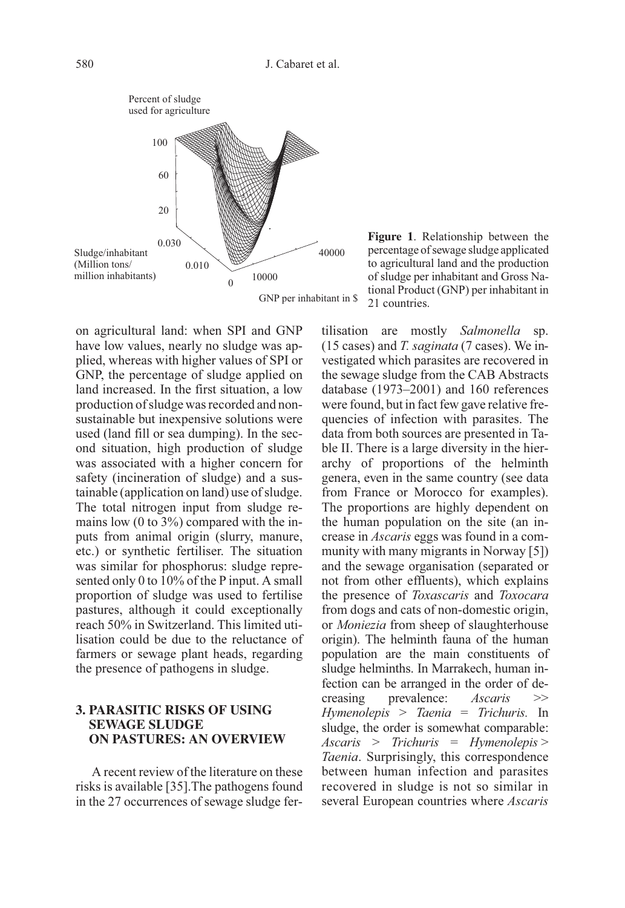**Figure 1**. Relationship between the percentage of sewage sludge applicated to agricultural land and the production of sludge per inhabitant and Gross National Product (GNP) per inhabitant in 21 countries.

on agricultural land: when SPI and GNP have low values, nearly no sludge was applied, whereas with higher values of SPI or GNP, the percentage of sludge applied on land increased. In the first situation, a low production of sludge was recorded and non-sustainable but inexpensive solutions were used (land fill or sea dumping). In the second situation, high production of sludge was associated with a higher concern for safety (incineration of sludge) and a sustainable (application on land) use of sludge. The total nitrogen input from sludge remains low (0 to 3%) compared with the inputs from animal origin (slurry, manure, etc.) or synthetic fertiliser. The situation was similar for phosphorus: sludge represented only 0 to 10% of the P input. A small proportion of sludge was used to fertilise pastures, although it could exceptionally reach 50% in Switzerland. This limited utilisation could be due to the reluctance of farmers or sewage plant heads, regarding the presence of pathogens in sludge.

## 3. PARASITIC RISKS OF USING SEWAGE SLUDGE ON PASTURES: AN OVERVIEW

A recent review of the literature on these risks is available [35].The pathogens found in the 27 occurrences of sewage sludge fertilisation are mostly *Salmonella* sp. (15 cases) and *T. saginata* (7 cases). We investigated which parasites are recovered in the sewage sludge from the CAB Abstracts database (1973–2001) and 160 references were found, but in fact few gave relative frequencies of infection with parasites. The data from both sources are presented in Table II. There is a large diversity in the hierarchy of proportions of the helminth genera, even in the same country (see data from France or Morocco for examples). The proportions are highly dependent on the human population on the site (an increase in *Ascaris* eggs was found in a community with many migrants in Norway [5]) and the sewage organisation (separated or not from other effluents), which explains the presence of *Toxascaris* and *Toxocara* from dogs and cats of non-domestic origin, or *Moniezia* from sheep of slaughterhouse origin). The helminth fauna of the human population are the main constituents of sludge helminths. In Marrakech, human infection can be arranged in the order of decreasing prevalence: *Ascaris* >> *Hymenolepis* > *Taenia* = *Trichuris.* In sludge, the order is somewhat comparable: *Ascaris* > *Trichuris* = *Hymenolepis* > *Taenia*. Surprisingly, this correspondence between human infection and parasites recovered in sludge is not so similar in several European countries where *Ascaris*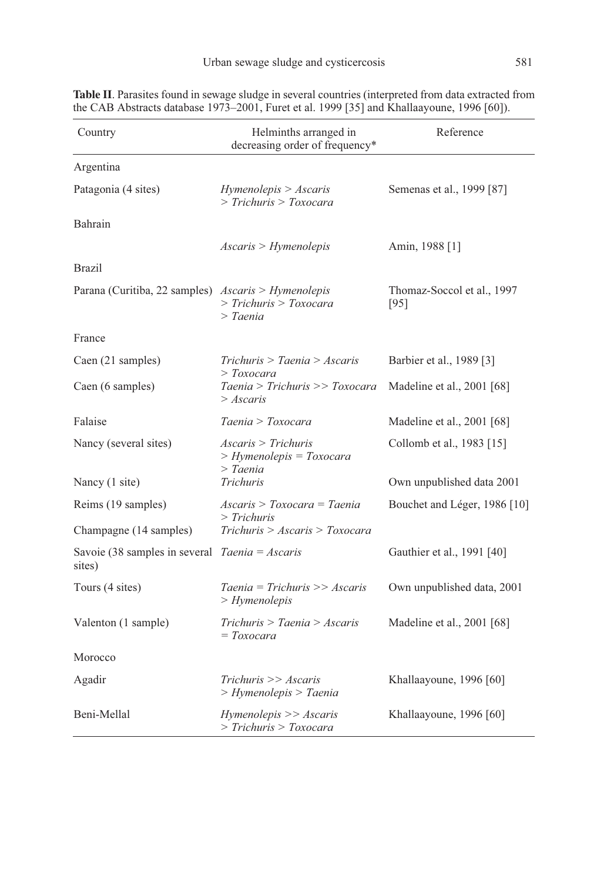**Table II**. Parasites found in sewage sludge in several countries (interpreted from data extracted from the CAB Abstracts database 1973–2001, Furet et al. 1999 [35] and Khallaayoune, 1996 [60]).

| Country | Helminths arranged in decreasing order of frequency* | Reference |
|---|---|---|
| Argentina | | |
| Patagonia (4 sites) | *Hymenolepis* > *Ascaris* > *Trichuris* > *Toxocara* | Semenas et al., 1999 [87] |
| Bahrain | | |
| | *Ascaris* > *Hymenolepis* | Amin, 1988 [1] |
| Brazil | | |
| Parana (Curitiba, 22 samples) | *Ascaris* > *Hymenolepis* > *Trichuris* > *Toxocara* > *Taenia* | Thomaz-Soccol et al., 1997 [95] |
| France | | |
| Caen (21 samples) | *Trichuris* > *Taenia* > *Ascaris* > *Toxocara* | Barbier et al., 1989 [3] |
| Caen (6 samples) | *Taenia* > *Trichuris* >> *Toxocara* > *Ascaris* | Madeline et al., 2001 [68] |
| Falaise | *Taenia* > *Toxocara* | Madeline et al., 2001 [68] |
| Nancy (several sites) | *Ascaris* > *Trichuris* > *Hymenolepis* = *Toxocara* > *Taenia* | Collomb et al., 1983 [15] |
| Nancy (1 site) | *Trichuris* | Own unpublished data 2001 |
| Reims (19 samples) | *Ascaris* > *Toxocara* = *Taenia* > *Trichuris* | Bouchet and Léger, 1986 [10] |
| Champagne (14 samples) | *Trichuris* > *Ascaris* > *Toxocara* | |
| Savoie (38 samples in several sites) | *Taenia* = *Ascaris* | Gauthier et al., 1991 [40] |
| Tours (4 sites) | *Taenia* = *Trichuris* >> *Ascaris* > *Hymenolepis* | Own unpublished data, 2001 |
| Valenton (1 sample) | *Trichuris* > *Taenia* > *Ascaris* = *Toxocara* | Madeline et al., 2001 [68] |
| Morocco | | |
| Agadir | *Trichuris* >> *Ascaris* > *Hymenolepis* > *Taenia* | Khallaayoune, 1996 [60] |
| Beni-Mellal | *Hymenolepis* >> *Ascaris* > *Trichuris* > *Toxocara* | Khallaayoune, 1996 [60] |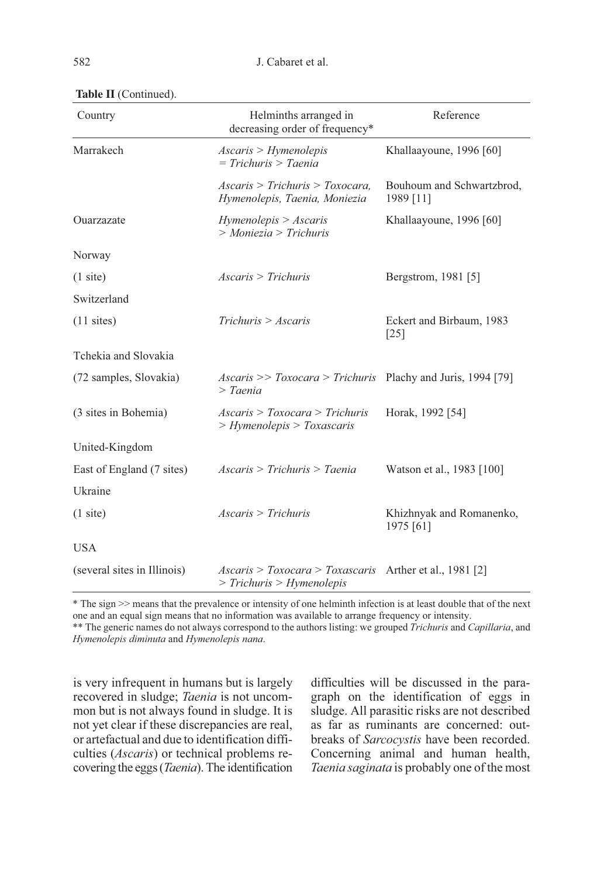**Table II** (Continued).

| Country | Helminths arranged in decreasing order of frequency* | Reference |
|---|---|---|
| Marrakech | *Ascaris* > *Hymenolepis* = *Trichuris* > *Taenia* | Khallaayoune, 1996 [60] |
| | *Ascaris* > *Trichuris* > *Toxocara*, *Hymenolepis*, *Taenia*, *Moniezia* | Bouhoum and Schwartzbrod, 1989 [11] |
| Ouarzazate | *Hymenolepis* > *Ascaris* > *Moniezia* > *Trichuris* | Khallaayoune, 1996 [60] |
| Norway | | |
| (1 site) | *Ascaris* > *Trichuris* | Bergstrom, 1981 [5] |
| Switzerland | | |
| (11 sites) | *Trichuris* > *Ascaris* | Eckert and Birbaum, 1983 [25] |
| Tchekia and Slovakia | | |
| (72 samples, Slovakia) | *Ascaris* >> *Toxocara* > *Trichuris* > *Taenia* | Plachy and Juris, 1994 [79] |
| (3 sites in Bohemia) | *Ascaris* > *Toxocara* > *Trichuris* > *Hymenolepis* > *Toxascaris* | Horak, 1992 [54] |
| United-Kingdom | | |
| East of England (7 sites) | *Ascaris* > *Trichuris* > *Taenia* | Watson et al., 1983 [100] |
| Ukraine | | |
| (1 site) | *Ascaris* > *Trichuris* | Khizhnyak and Romanenko, 1975 [61] |
| USA | | |
| (several sites in Illinois) | *Ascaris* > *Toxocara* > *Toxascaris* > *Trichuris* > *Hymenolepis* | Arther et al., 1981 [2] |

\* The sign >> means that the prevalence or intensity of one helminth infection is at least double that of the next one and an equal sign means that no information was available to arrange frequency or intensity.
\*\* The generic names do not always correspond to the authors listing: we grouped *Trichuris* and *Capillaria*, and *Hymenolepis diminuta* and *Hymenolepis nana*.

is very infrequent in humans but is largely recovered in sludge; *Taenia* is not uncommon but is not always found in sludge. It is not yet clear if these discrepancies are real, or artefactual and due to identification difficulties (*Ascaris*) or technical problems recovering the eggs (*Taenia*). The identification difficulties will be discussed in the paragraph on the identification of eggs in sludge. All parasitic risks are not described as far as ruminants are concerned: outbreaks of *Sarcocystis* have been recorded. Concerning animal and human health, *Taenia saginata* is probably one of the most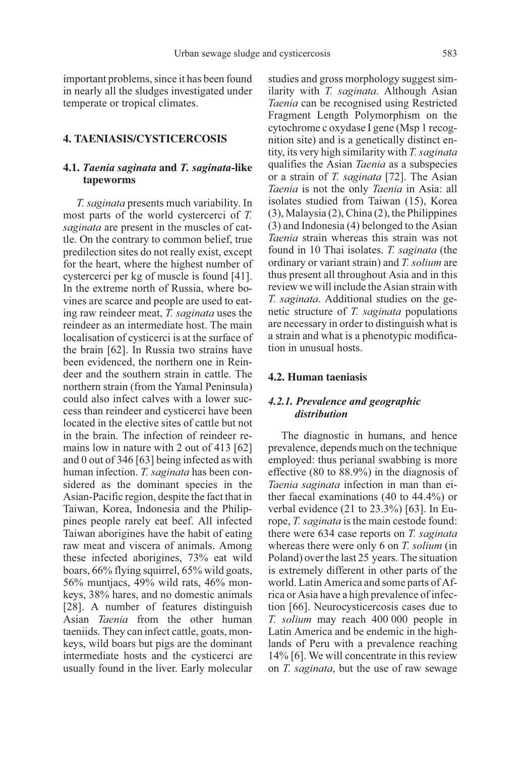important problems, since it has been found in nearly all the sludges investigated under temperate or tropical climates.

## 4. TAENIASIS/CYSTICERCOSIS

### 4.1. *Taenia saginata* and *T. saginata*-like tapeworms

*T. saginata* presents much variability. In most parts of the world cystercerci of *T. saginata* are present in the muscles of cattle. On the contrary to common belief, true predilection sites do not really exist, except for the heart, where the highest number of cystercerci per kg of muscle is found [41]. In the extreme north of Russia, where bovines are scarce and people are used to eating raw reindeer meat, *T. saginata* uses the reindeer as an intermediate host. The main localisation of cysticerci is at the surface of the brain [62]. In Russia two strains have been evidenced, the northern one in Reindeer and the southern strain in cattle. The northern strain (from the Yamal Peninsula) could also infect calves with a lower success than reindeer and cysticerci have been located in the elective sites of cattle but not in the brain. The infection of reindeer remains low in nature with 2 out of 413 [62] and 0 out of 346 [63] being infected as with human infection. *T. saginata* has been considered as the dominant species in the Asian-Pacific region, despite the fact that in Taiwan, Korea, Indonesia and the Philippines people rarely eat beef. All infected Taiwan aborigines have the habit of eating raw meat and viscera of animals. Among these infected aborigines, 73% eat wild boars, 66% flying squirrel, 65% wild goats, 56% muntjacs, 49% wild rats, 46% monkeys, 38% hares, and no domestic animals [28]. A number of features distinguish Asian *Taenia* from the other human taeniids. They can infect cattle, goats, monkeys, wild boars but pigs are the dominant intermediate hosts and the cysticerci are usually found in the liver. Early molecular studies and gross morphology suggest similarity with *T. saginata*. Although Asian *Taenia* can be recognised using Restricted Fragment Length Polymorphism on the cytochrome c oxydase I gene (Msp 1 recognition site) and is a genetically distinct entity, its very high similarity with *T. saginata* qualifies the Asian *Taenia* as a subspecies or a strain of *T. saginata* [72]. The Asian *Taenia* is not the only *Taenia* in Asia: all isolates studied from Taiwan (15), Korea (3), Malaysia (2), China (2), the Philippines (3) and Indonesia (4) belonged to the Asian *Taenia* strain whereas this strain was not found in 10 Thai isolates. *T. saginata* (the ordinary or variant strain) and *T. solium* are thus present all throughout Asia and in this review we will include the Asian strain with *T. saginata*. Additional studies on the genetic structure of *T. saginata* populations are necessary in order to distinguish what is a strain and what is a phenotypic modification in unusual hosts.

### 4.2. Human taeniasis

#### 4.2.1. Prevalence and geographic distribution

The diagnostic in humans, and hence prevalence, depends much on the technique employed: thus perianal swabbing is more effective (80 to 88.9%) in the diagnosis of *Taenia saginata* infection in man than either faecal examinations (40 to 44.4%) or verbal evidence (21 to 23.3%) [63]. In Europe, *T. saginata* is the main cestode found: there were 634 case reports on *T. saginata* whereas there were only 6 on *T. solium* (in Poland) over the last 25 years. The situation is extremely different in other parts of the world. Latin America and some parts of Africa or Asia have a high prevalence of infection [66]. Neurocysticercosis cases due to *T. solium* may reach 400 000 people in Latin America and be endemic in the highlands of Peru with a prevalence reaching 14% [6]. We will concentrate in this review on *T. saginata*, but the use of raw sewage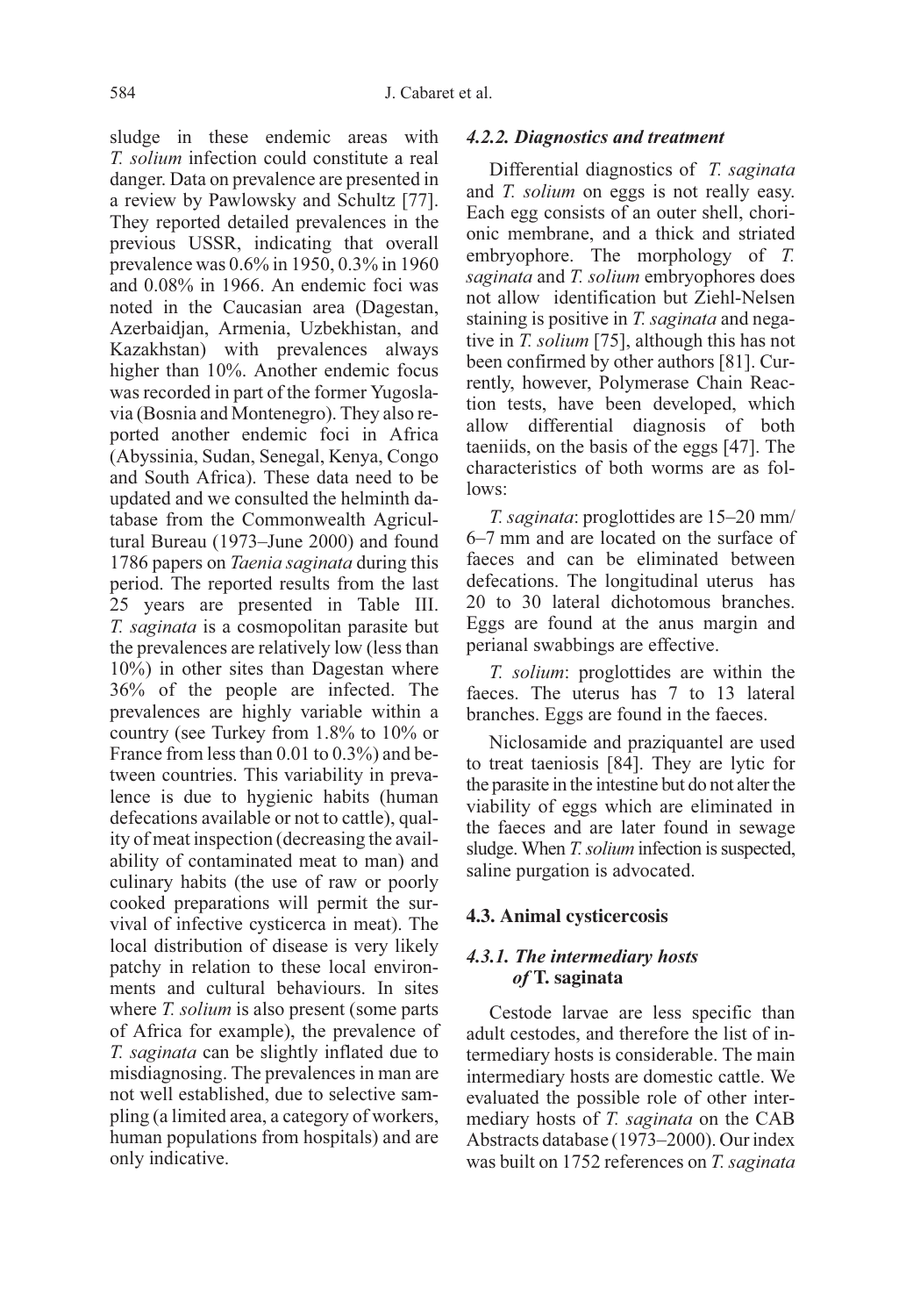sludge in these endemic areas with *T. solium* infection could constitute a real danger. Data on prevalence are presented in a review by Pawlowsky and Schultz [77]. They reported detailed prevalences in the previous USSR, indicating that overall prevalence was 0.6% in 1950, 0.3% in 1960 and 0.08% in 1966. An endemic foci was noted in the Caucasian area (Dagestan, Azerbaidjan, Armenia, Uzbekhistan, and Kazakhstan) with prevalences always higher than 10%. Another endemic focus was recorded in part of the former Yugoslavia (Bosnia and Montenegro). They also reported another endemic foci in Africa (Abyssinia, Sudan, Senegal, Kenya, Congo and South Africa). These data need to be updated and we consulted the helminth database from the Commonwealth Agricultural Bureau (1973–June 2000) and found 1786 papers on *Taenia saginata* during this period. The reported results from the last 25 years are presented in Table III. *T. saginata* is a cosmopolitan parasite but the prevalences are relatively low (less than 10%) in other sites than Dagestan where 36% of the people are infected. The prevalences are highly variable within a country (see Turkey from 1.8% to 10% or France from less than 0.01 to 0.3%) and between countries. This variability in prevalence is due to hygienic habits (human defecations available or not to cattle), quality of meat inspection (decreasing the availability of contaminated meat to man) and culinary habits (the use of raw or poorly cooked preparations will permit the survival of infective cysticerca in meat). The local distribution of disease is very likely patchy in relation to these local environments and cultural behaviours. In sites where *T. solium* is also present (some parts of Africa for example), the prevalence of *T. saginata* can be slightly inflated due to misdiagnosing. The prevalences in man are not well established, due to selective sampling (a limited area, a category of workers, human populations from hospitals) and are only indicative.

#### *4.2.2. Diagnostics and treatment*

Differential diagnostics of *T. saginata* and *T. solium* on eggs is not really easy. Each egg consists of an outer shell, chorionic membrane, and a thick and striated embryophore. The morphology of *T. saginata* and *T. solium* embryophores does not allow identification but Ziehl-Nelsen staining is positive in *T. saginata* and negative in *T. solium* [75], although this has not been confirmed by other authors [81]. Currently, however, Polymerase Chain Reaction tests, have been developed, which allow differential diagnosis of both taeniids, on the basis of the eggs [47]. The characteristics of both worms are as follows:

*T. saginata*: proglottides are 15–20 mm/6–7 mm and are located on the surface of faeces and can be eliminated between defecations. The longitudinal uterus has 20 to 30 lateral dichotomous branches. Eggs are found at the anus margin and perianal swabbings are effective.

*T. solium*: proglottides are within the faeces. The uterus has 7 to 13 lateral branches. Eggs are found in the faeces.

Niclosamide and praziquantel are used to treat taeniosis [84]. They are lytic for the parasite in the intestine but do not alter the viability of eggs which are eliminated in the faeces and are later found in sewage sludge. When *T. solium* infection is suspected, saline purgation is advocated.

### 4.3. Animal cysticercosis

#### *4.3.1. The intermediary hosts of* **T. saginata**

Cestode larvae are less specific than adult cestodes, and therefore the list of intermediary hosts is considerable. The main intermediary hosts are domestic cattle. We evaluated the possible role of other intermediary hosts of *T. saginata* on the CAB Abstracts database (1973–2000). Our index was built on 1752 references on *T. saginata*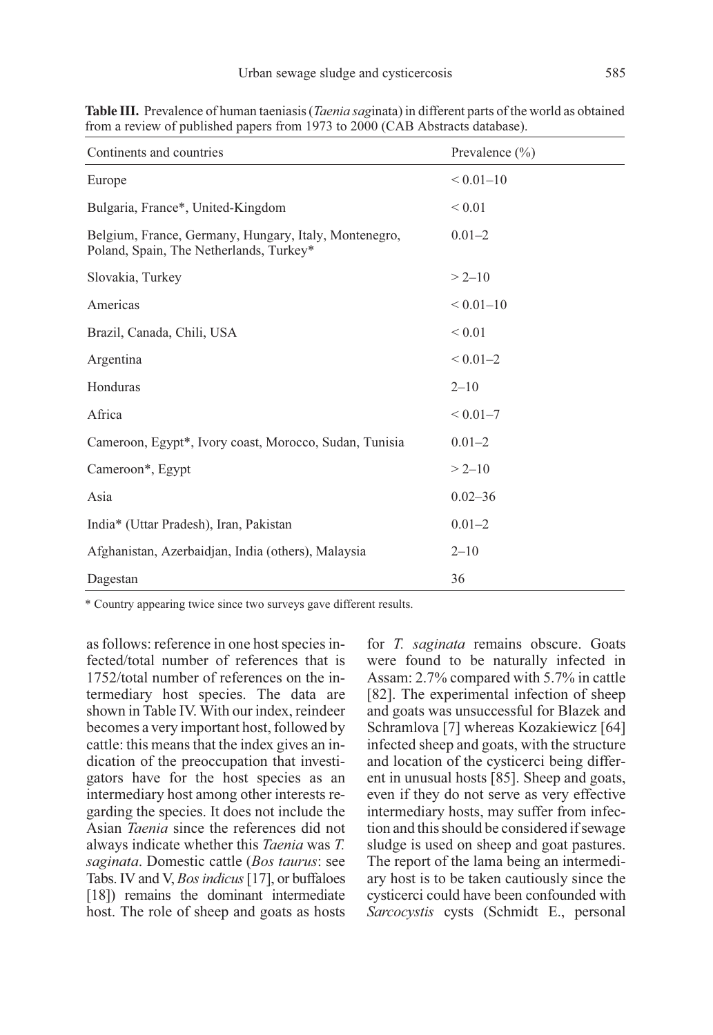**Table III.** Prevalence of human taeniasis (*Taenia sag*inata) in different parts of the world as obtained from a review of published papers from 1973 to 2000 (CAB Abstracts database).

| Continents and countries | Prevalence (%) |
|---|---|
| Europe | < 0.01–10 |
| Bulgaria, France*, United-Kingdom | < 0.01 |
| Belgium, France, Germany, Hungary, Italy, Montenegro, Poland, Spain, The Netherlands, Turkey* | 0.01–2 |
| Slovakia, Turkey | > 2–10 |
| Americas | < 0.01–10 |
| Brazil, Canada, Chili, USA | < 0.01 |
| Argentina | < 0.01–2 |
| Honduras | 2–10 |
| Africa | < 0.01–7 |
| Cameroon, Egypt*, Ivory coast, Morocco, Sudan, Tunisia | 0.01–2 |
| Cameroon*, Egypt | > 2–10 |
| Asia | 0.02–36 |
| India* (Uttar Pradesh), Iran, Pakistan | 0.01–2 |
| Afghanistan, Azerbaidjan, India (others), Malaysia | 2–10 |
| Dagestan | 36 |

* Country appearing twice since two surveys gave different results.

as follows: reference in one host species infected/total number of references that is 1752/total number of references on the intermediary host species. The data are shown in Table IV. With our index, reindeer becomes a very important host, followed by cattle: this means that the index gives an indication of the preoccupation that investigators have for the host species as an intermediary host among other interests regarding the species. It does not include the Asian *Taenia* since the references did not always indicate whether this *Taenia* was *T. saginata*. Domestic cattle (*Bos taurus*: see Tabs. IV and V, *Bos indicus* [17], or buffaloes [18]) remains the dominant intermediate host. The role of sheep and goats as hosts for *T. saginata* remains obscure. Goats were found to be naturally infected in Assam: 2.7% compared with 5.7% in cattle [82]. The experimental infection of sheep and goats was unsuccessful for Blazek and Schramlova [7] whereas Kozakiewicz [64] infected sheep and goats, with the structure and location of the cysticerci being different in unusual hosts [85]. Sheep and goats, even if they do not serve as very effective intermediary hosts, may suffer from infection and this should be considered if sewage sludge is used on sheep and goat pastures. The report of the lama being an intermediary host is to be taken cautiously since the cysticerci could have been confounded with *Sarcocystis* cysts (Schmidt E., personal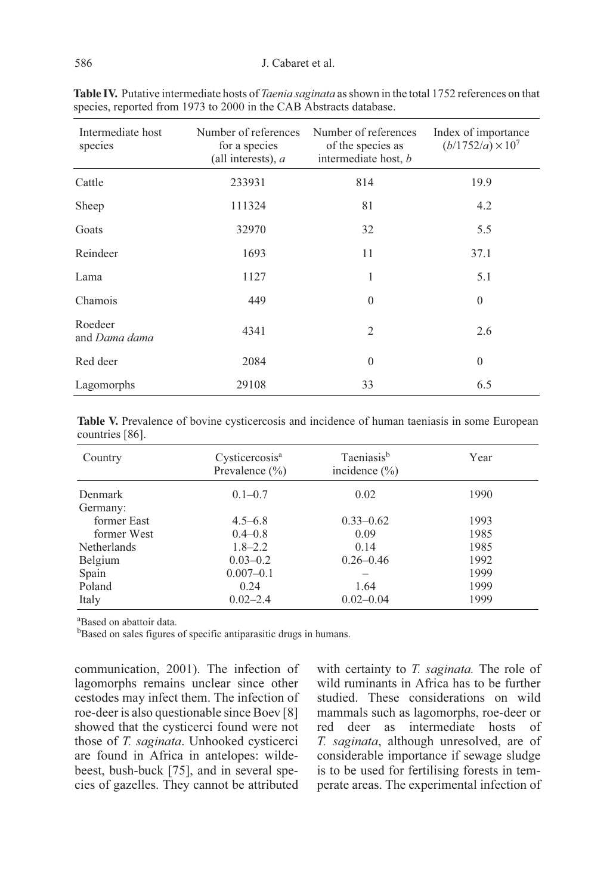**Table IV.** Putative intermediate hosts of *Taenia saginata* as shown in the total 1752 references on that species, reported from 1973 to 2000 in the CAB Abstracts database.

| Intermediate host species | Number of references for a species (all interests), *a* | Number of references of the species as intermediate host, *b* | Index of importance $(b/1752/a) \times 10^7$ |
|---|---|---|---|
| Cattle | 233931 | 814 | 19.9 |
| Sheep | 111324 | 81 | 4.2 |
| Goats | 32970 | 32 | 5.5 |
| Reindeer | 1693 | 11 | 37.1 |
| Lama | 1127 | 1 | 5.1 |
| Chamois | 449 | 0 | 0 |
| Roedeer and *Dama dama* | 4341 | 2 | 2.6 |
| Red deer | 2084 | 0 | 0 |
| Lagomorphs | 29108 | 33 | 6.5 |

**Table V.** Prevalence of bovine cysticercosis and incidence of human taeniasis in some European countries [86].

| Country | Cysticercosis[a] Prevalence (%) | Taeniasis[b] incidence (%) | Year |
|---|---|---|---|
| Denmark | 0.1–0.7 | 0.02 | 1990 |
| Germany: | | | |
| former East | 4.5–6.8 | 0.33–0.62 | 1993 |
| former West | 0.4–0.8 | 0.09 | 1985 |
| Netherlands | 1.8–2.2 | 0.14 | 1985 |
| Belgium | 0.03–0.2 | 0.26–0.46 | 1992 |
| Spain | 0.007–0.1 | – | 1999 |
| Poland | 0.24 | 1.64 | 1999 |
| Italy | 0.02–2.4 | 0.02–0.04 | 1999 |

[a]Based on abattoir data.
[b]Based on sales figures of specific antiparasitic drugs in humans.

communication, 2001). The infection of lagomorphs remains unclear since other cestodes may infect them. The infection of roe-deer is also questionable since Boev [8] showed that the cysticerci found were not those of *T. saginata*. Unhooked cysticerci are found in Africa in antelopes: wildebeest, bush-buck [75], and in several species of gazelles. They cannot be attributed with certainty to *T. saginata.* The role of wild ruminants in Africa has to be further studied. These considerations on wild mammals such as lagomorphs, roe-deer or red deer as intermediate hosts of *T. saginata*, although unresolved, are of considerable importance if sewage sludge is to be used for fertilising forests in temperate areas. The experimental infection of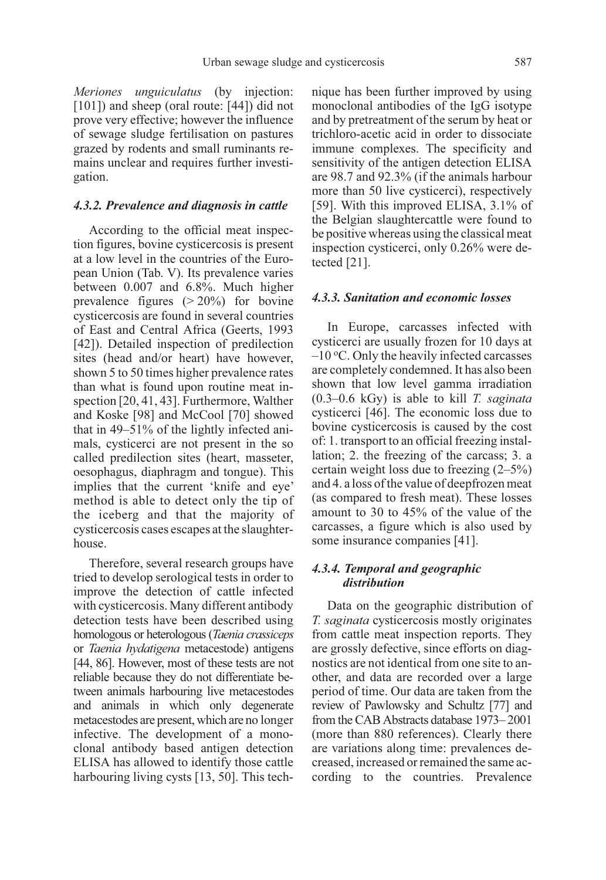*Meriones unguiculatus* (by injection: [101]) and sheep (oral route: [44]) did not prove very effective; however the influence of sewage sludge fertilisation on pastures grazed by rodents and small ruminants remains unclear and requires further investigation.

#### *4.3.2. Prevalence and diagnosis in cattle*

According to the official meat inspection figures, bovine cysticercosis is present at a low level in the countries of the European Union (Tab. V). Its prevalence varies between 0.007 and 6.8%. Much higher prevalence figures (> 20%) for bovine cysticercosis are found in several countries of East and Central Africa (Geerts, 1993 [42]). Detailed inspection of predilection sites (head and/or heart) have however, shown 5 to 50 times higher prevalence rates than what is found upon routine meat inspection [20, 41, 43]. Furthermore, Walther and Koske [98] and McCool [70] showed that in 49–51% of the lightly infected animals, cysticerci are not present in the so called predilection sites (heart, masseter, oesophagus, diaphragm and tongue). This implies that the current 'knife and eye' method is able to detect only the tip of the iceberg and that the majority of cysticercosis cases escapes at the slaughterhouse.

Therefore, several research groups have tried to develop serological tests in order to improve the detection of cattle infected with cysticercosis. Many different antibody detection tests have been described using homologous or heterologous (*Taenia crassiceps* or *Taenia hydatigena* metacestode) antigens [44, 86]. However, most of these tests are not reliable because they do not differentiate between animals harbouring live metacestodes and animals in which only degenerate metacestodes are present, which are no longer infective. The development of a monoclonal antibody based antigen detection ELISA has allowed to identify those cattle harbouring living cysts [13, 50]. This technique has been further improved by using monoclonal antibodies of the IgG isotype and by pretreatment of the serum by heat or trichloro-acetic acid in order to dissociate immune complexes. The specificity and sensitivity of the antigen detection ELISA are 98.7 and 92.3% (if the animals harbour more than 50 live cysticerci), respectively [59]. With this improved ELISA, 3.1% of the Belgian slaughtercattle were found to be positive whereas using the classical meat inspection cysticerci, only 0.26% were detected [21].

#### *4.3.3. Sanitation and economic losses*

In Europe, carcasses infected with cysticerci are usually frozen for 10 days at –10 °C. Only the heavily infected carcasses are completely condemned. It has also been shown that low level gamma irradiation (0.3–0.6 kGy) is able to kill *T. saginata* cysticerci [46]. The economic loss due to bovine cysticercosis is caused by the cost of: 1. transport to an official freezing installation; 2. the freezing of the carcass; 3. a certain weight loss due to freezing (2–5%) and 4. a loss of the value of deepfrozen meat (as compared to fresh meat). These losses amount to 30 to 45% of the value of the carcasses, a figure which is also used by some insurance companies [41].

#### *4.3.4. Temporal and geographic distribution*

Data on the geographic distribution of *T. saginata* cysticercosis mostly originates from cattle meat inspection reports. They are grossly defective, since efforts on diagnostics are not identical from one site to another, and data are recorded over a large period of time. Our data are taken from the review of Pawlowsky and Schultz [77] and from the CAB Abstracts database 1973– 2001 (more than 880 references). Clearly there are variations along time: prevalences decreased, increased or remained the same according to the countries. Prevalence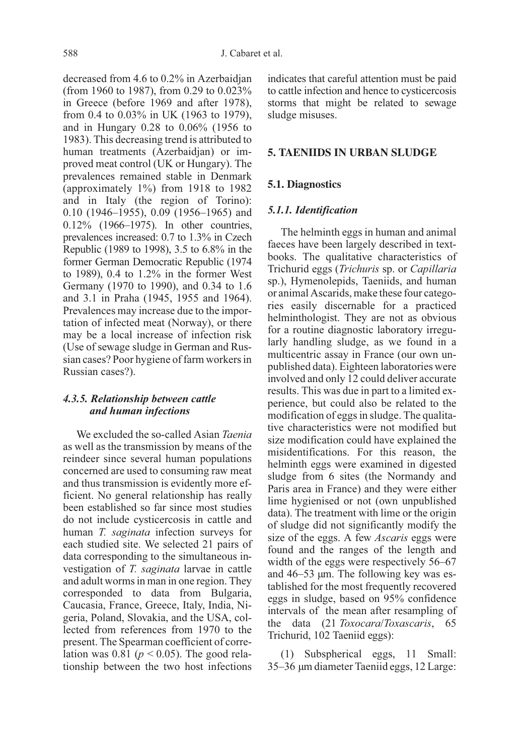decreased from 4.6 to 0.2% in Azerbaidjan (from 1960 to 1987), from 0.29 to 0.023% in Greece (before 1969 and after 1978), from 0.4 to 0.03% in UK (1963 to 1979), and in Hungary 0.28 to 0.06% (1956 to 1983). This decreasing trend is attributed to human treatments (Azerbaidjan) or improved meat control (UK or Hungary). The prevalences remained stable in Denmark (approximately 1%) from 1918 to 1982 and in Italy (the region of Torino): 0.10 (1946–1955), 0.09 (1956–1965) and 0.12% (1966–1975). In other countries, prevalences increased: 0.7 to 1.3% in Czech Republic (1989 to 1998), 3.5 to 6.8% in the former German Democratic Republic (1974 to 1989), 0.4 to 1.2% in the former West Germany (1970 to 1990), and 0.34 to 1.6 and 3.1 in Praha (1945, 1955 and 1964). Prevalences may increase due to the importation of infected meat (Norway), or there may be a local increase of infection risk (Use of sewage sludge in German and Russian cases? Poor hygiene of farm workers in Russian cases?).

#### *4.3.5. Relationship between cattle and human infections*

We excluded the so-called Asian *Taenia* as well as the transmission by means of the reindeer since several human populations concerned are used to consuming raw meat and thus transmission is evidently more efficient. No general relationship has really been established so far since most studies do not include cysticercosis in cattle and human *T. saginata* infection surveys for each studied site. We selected 21 pairs of data corresponding to the simultaneous investigation of *T. saginata* larvae in cattle and adult worms in man in one region. They corresponded to data from Bulgaria, Caucasia, France, Greece, Italy, India, Nigeria, Poland, Slovakia, and the USA, collected from references from 1970 to the present. The Spearman coefficient of correlation was 0.81 ($p < 0.05$). The good relationship between the two host infections indicates that careful attention must be paid to cattle infection and hence to cysticercosis storms that might be related to sewage sludge misuses.

## 5. TAENIIDS IN URBAN SLUDGE

### 5.1. Diagnostics

#### *5.1.1. Identification*

The helminth eggs in human and animal faeces have been largely described in textbooks. The qualitative characteristics of Trichurid eggs (*Trichuris* sp. or *Capillaria* sp.), Hymenolepids, Taeniids, and human or animal Ascarids, make these four categories easily discernable for a practiced helminthologist. They are not as obvious for a routine diagnostic laboratory irregularly handling sludge, as we found in a multicentric assay in France (our own unpublished data). Eighteen laboratories were involved and only 12 could deliver accurate results. This was due in part to a limited experience, but could also be related to the modification of eggs in sludge. The qualitative characteristics were not modified but size modification could have explained the misidentifications. For this reason, the helminth eggs were examined in digested sludge from 6 sites (the Normandy and Paris area in France) and they were either lime hygienised or not (own unpublished data). The treatment with lime or the origin of sludge did not significantly modify the size of the eggs. A few *Ascaris* eggs were found and the ranges of the length and width of the eggs were respectively 56–67 and 46–53 μm. The following key was established for the most frequently recovered eggs in sludge, based on 95% confidence intervals of the mean after resampling of the data (21 *Toxocara*/*Toxascaris*, 65 Trichurid, 102 Taeniid eggs):

(1) Subspherical eggs, 11 Small: 35–36 μm diameter Taeniid eggs, 12 Large: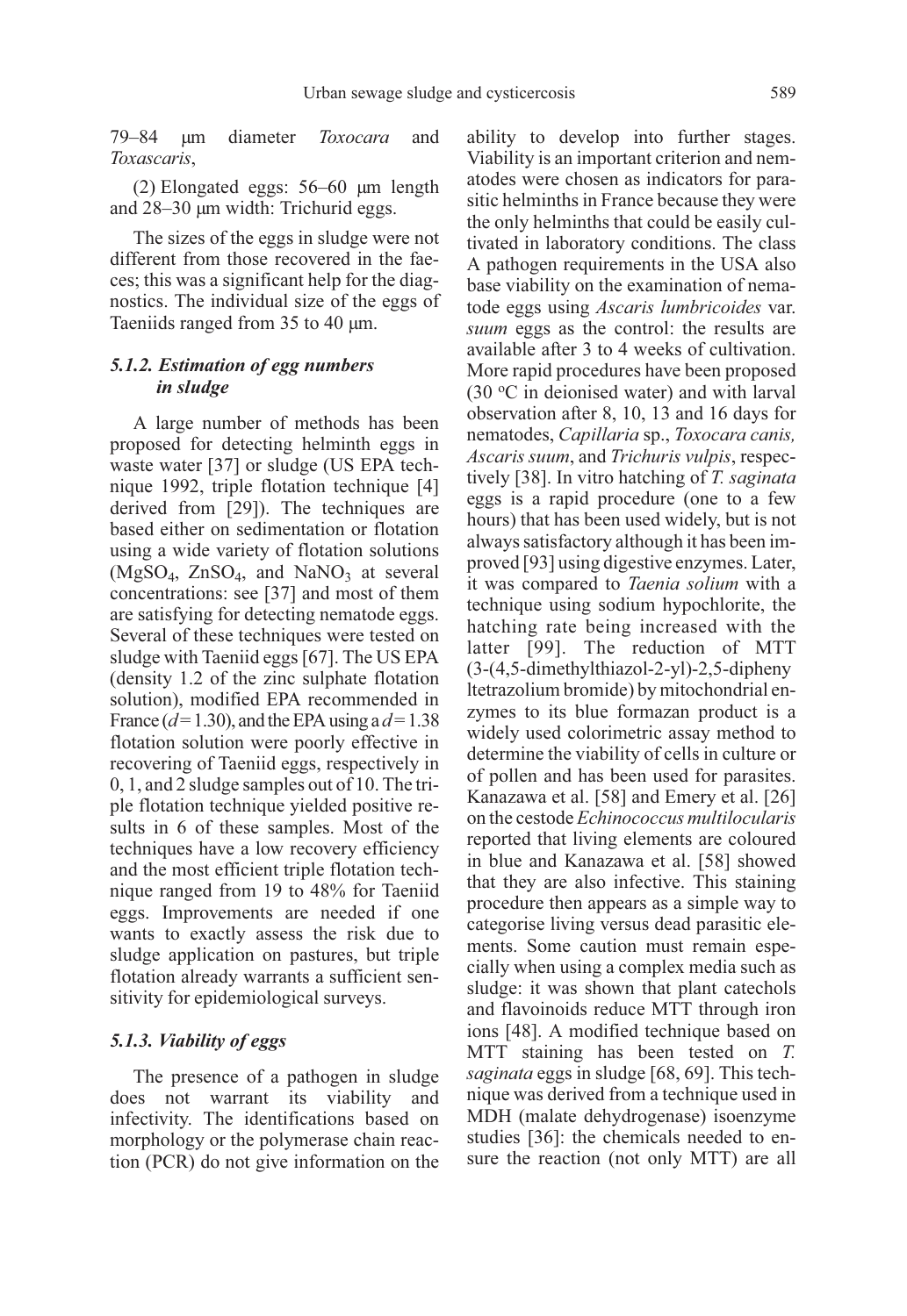79–84 μm diameter *Toxocara* and *Toxascaris*,

(2) Elongated eggs: 56–60 μm length and 28–30 μm width: Trichurid eggs.

The sizes of the eggs in sludge were not different from those recovered in the faeces; this was a significant help for the diagnostics. The individual size of the eggs of Taeniids ranged from 35 to 40 μm.

### *5.1.2. Estimation of egg numbers in sludge*

A large number of methods has been proposed for detecting helminth eggs in waste water [37] or sludge (US EPA technique 1992, triple flotation technique [4] derived from [29]). The techniques are based either on sedimentation or flotation using a wide variety of flotation solutions ($MgSO_4$, $ZnSO_4$, and $NaNO_3$ at several concentrations: see [37] and most of them are satisfying for detecting nematode eggs. Several of these techniques were tested on sludge with Taeniid eggs [67]. The US EPA (density 1.2 of the zinc sulphate flotation solution), modified EPA recommended in France ($d = 1.30$), and the EPA using a $d = 1.38$ flotation solution were poorly effective in recovering of Taeniid eggs, respectively in 0, 1, and 2 sludge samples out of 10. The triple flotation technique yielded positive results in 6 of these samples. Most of the techniques have a low recovery efficiency and the most efficient triple flotation technique ranged from 19 to 48% for Taeniid eggs. Improvements are needed if one wants to exactly assess the risk due to sludge application on pastures, but triple flotation already warrants a sufficient sensitivity for epidemiological surveys.

### *5.1.3. Viability of eggs*

The presence of a pathogen in sludge does not warrant its viability and infectivity. The identifications based on morphology or the polymerase chain reaction (PCR) do not give information on the ability to develop into further stages. Viability is an important criterion and nematodes were chosen as indicators for parasitic helminths in France because they were the only helminths that could be easily cultivated in laboratory conditions. The class A pathogen requirements in the USA also base viability on the examination of nematode eggs using *Ascaris lumbricoides* var. *suum* eggs as the control: the results are available after 3 to 4 weeks of cultivation. More rapid procedures have been proposed (30 °C in deionised water) and with larval observation after 8, 10, 13 and 16 days for nematodes, *Capillaria* sp., *Toxocara canis, Ascaris suum*, and *Trichuris vulpis*, respectively [38]. In vitro hatching of *T. saginata* eggs is a rapid procedure (one to a few hours) that has been used widely, but is not always satisfactory although it has been improved [93] using digestive enzymes. Later, it was compared to *Taenia solium* with a technique using sodium hypochlorite, the hatching rate being increased with the latter [99]. The reduction of MTT (3-(4,5-dimethylthiazol-2-yl)-2,5-diphenyltetrazolium bromide) by mitochondrial enzymes to its blue formazan product is a widely used colorimetric assay method to determine the viability of cells in culture or of pollen and has been used for parasites. Kanazawa et al. [58] and Emery et al. [26] on the cestode *Echinococcus multilocularis* reported that living elements are coloured in blue and Kanazawa et al. [58] showed that they are also infective. This staining procedure then appears as a simple way to categorise living versus dead parasitic elements. Some caution must remain especially when using a complex media such as sludge: it was shown that plant catechols and flavoinoids reduce MTT through iron ions [48]. A modified technique based on MTT staining has been tested on *T. saginata* eggs in sludge [68, 69]. This technique was derived from a technique used in MDH (malate dehydrogenase) isoenzyme studies [36]: the chemicals needed to ensure the reaction (not only MTT) are all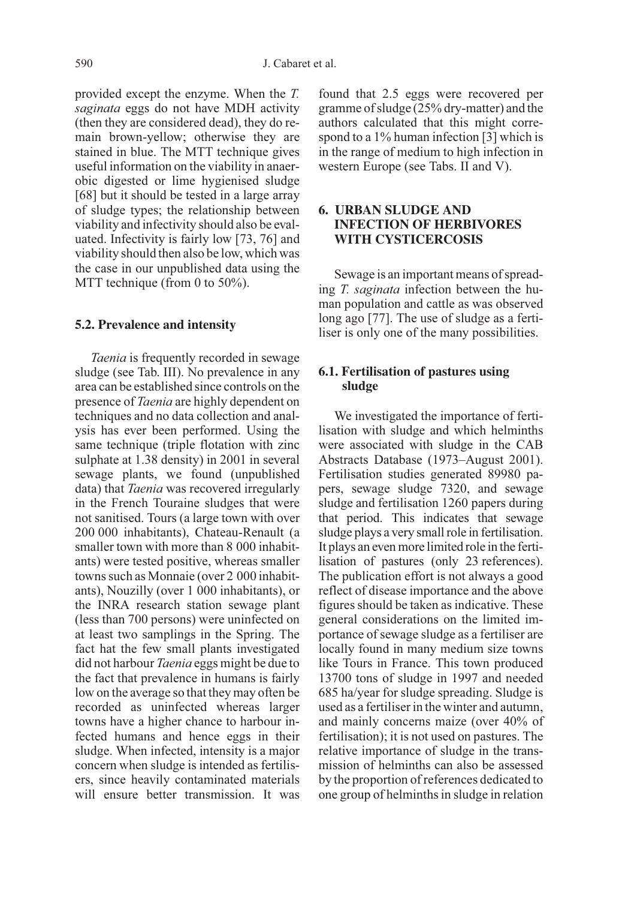provided except the enzyme. When the *T. saginata* eggs do not have MDH activity (then they are considered dead), they do remain brown-yellow; otherwise they are stained in blue. The MTT technique gives useful information on the viability in anaerobic digested or lime hygienised sludge [68] but it should be tested in a large array of sludge types; the relationship between viability and infectivity should also be evaluated. Infectivity is fairly low [73, 76] and viability should then also be low, which was the case in our unpublished data using the MTT technique (from 0 to 50%).

### 5.2. Prevalence and intensity

*Taenia* is frequently recorded in sewage sludge (see Tab. III). No prevalence in any area can be established since controls on the presence of *Taenia* are highly dependent on techniques and no data collection and analysis has ever been performed. Using the same technique (triple flotation with zinc sulphate at 1.38 density) in 2001 in several sewage plants, we found (unpublished data) that *Taenia* was recovered irregularly in the French Touraine sludges that were not sanitised. Tours (a large town with over 200 000 inhabitants), Chateau-Renault (a smaller town with more than 8 000 inhabitants) were tested positive, whereas smaller towns such as Monnaie (over 2 000 inhabitants), Nouzilly (over 1 000 inhabitants), or the INRA research station sewage plant (less than 700 persons) were uninfected on at least two samplings in the Spring. The fact hat the few small plants investigated did not harbour *Taenia* eggs might be due to the fact that prevalence in humans is fairly low on the average so that they may often be recorded as uninfected whereas larger towns have a higher chance to harbour infected humans and hence eggs in their sludge. When infected, intensity is a major concern when sludge is intended as fertilisers, since heavily contaminated materials will ensure better transmission. It was found that 2.5 eggs were recovered per gramme of sludge (25% dry-matter) and the authors calculated that this might correspond to a 1% human infection [3] which is in the range of medium to high infection in western Europe (see Tabs. II and V).

## 6. URBAN SLUDGE AND INFECTION OF HERBIVORES WITH CYSTICERCOSIS

Sewage is an important means of spreading *T. saginata* infection between the human population and cattle as was observed long ago [77]. The use of sludge as a fertiliser is only one of the many possibilities.

### 6.1. Fertilisation of pastures using sludge

We investigated the importance of fertilisation with sludge and which helminths were associated with sludge in the CAB Abstracts Database (1973–August 2001). Fertilisation studies generated 89980 papers, sewage sludge 7320, and sewage sludge and fertilisation 1260 papers during that period. This indicates that sewage sludge plays a very small role in fertilisation. It plays an even more limited role in the fertilisation of pastures (only 23 references). The publication effort is not always a good reflect of disease importance and the above figures should be taken as indicative. These general considerations on the limited importance of sewage sludge as a fertiliser are locally found in many medium size towns like Tours in France. This town produced 13700 tons of sludge in 1997 and needed 685 ha/year for sludge spreading. Sludge is used as a fertiliser in the winter and autumn, and mainly concerns maize (over 40% of fertilisation); it is not used on pastures. The relative importance of sludge in the transmission of helminths can also be assessed by the proportion of references dedicated to one group of helminths in sludge in relation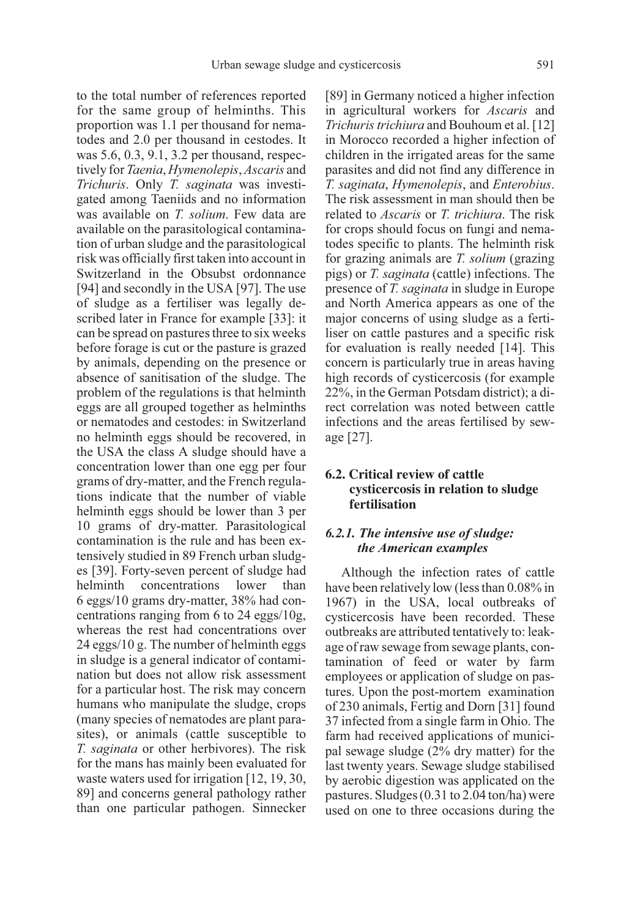to the total number of references reported for the same group of helminths. This proportion was 1.1 per thousand for nematodes and 2.0 per thousand in cestodes. It was 5.6, 0.3, 9.1, 3.2 per thousand, respectively for *Taenia*, *Hymenolepis*, *Ascaris* and *Trichuris*. Only *T. saginata* was investigated among Taeniids and no information was available on *T. solium*. Few data are available on the parasitological contamination of urban sludge and the parasitological risk was officially first taken into account in Switzerland in the Obsubst ordonnance [94] and secondly in the USA [97]. The use of sludge as a fertiliser was legally described later in France for example [33]: it can be spread on pastures three to six weeks before forage is cut or the pasture is grazed by animals, depending on the presence or absence of sanitisation of the sludge. The problem of the regulations is that helminth eggs are all grouped together as helminths or nematodes and cestodes: in Switzerland no helminth eggs should be recovered, in the USA the class A sludge should have a concentration lower than one egg per four grams of dry-matter, and the French regulations indicate that the number of viable helminth eggs should be lower than 3 per 10 grams of dry-matter. Parasitological contamination is the rule and has been extensively studied in 89 French urban sludges [39]. Forty-seven percent of sludge had helminth concentrations lower than 6 eggs/10 grams dry-matter, 38% had concentrations ranging from 6 to 24 eggs/10g, whereas the rest had concentrations over 24 eggs/10 g. The number of helminth eggs in sludge is a general indicator of contamination but does not allow risk assessment for a particular host. The risk may concern humans who manipulate the sludge, crops (many species of nematodes are plant parasites), or animals (cattle susceptible to *T. saginata* or other herbivores). The risk for the mans has mainly been evaluated for waste waters used for irrigation [12, 19, 30, 89] and concerns general pathology rather than one particular pathogen. Sinnecker [89] in Germany noticed a higher infection in agricultural workers for *Ascaris* and *Trichuris trichiura* and Bouhoum et al. [12] in Morocco recorded a higher infection of children in the irrigated areas for the same parasites and did not find any difference in *T. saginata*, *Hymenolepis*, and *Enterobius*. The risk assessment in man should then be related to *Ascaris* or *T. trichiura*. The risk for crops should focus on fungi and nematodes specific to plants. The helminth risk for grazing animals are *T. solium* (grazing pigs) or *T. saginata* (cattle) infections. The presence of *T. saginata* in sludge in Europe and North America appears as one of the major concerns of using sludge as a fertiliser on cattle pastures and a specific risk for evaluation is really needed [14]. This concern is particularly true in areas having high records of cysticercosis (for example 22%, in the German Potsdam district); a direct correlation was noted between cattle infections and the areas fertilised by sewage [27].

## 6.2. Critical review of cattle cysticercosis in relation to sludge fertilisation

### *6.2.1. The intensive use of sludge: the American examples*

Although the infection rates of cattle have been relatively low (less than 0.08% in 1967) in the USA, local outbreaks of cysticercosis have been recorded. These outbreaks are attributed tentatively to: leakage of raw sewage from sewage plants, contamination of feed or water by farm employees or application of sludge on pastures. Upon the post-mortem examination of 230 animals, Fertig and Dorn [31] found 37 infected from a single farm in Ohio. The farm had received applications of municipal sewage sludge (2% dry matter) for the last twenty years. Sewage sludge stabilised by aerobic digestion was applicated on the pastures. Sludges (0.31 to 2.04 ton/ha) were used on one to three occasions during the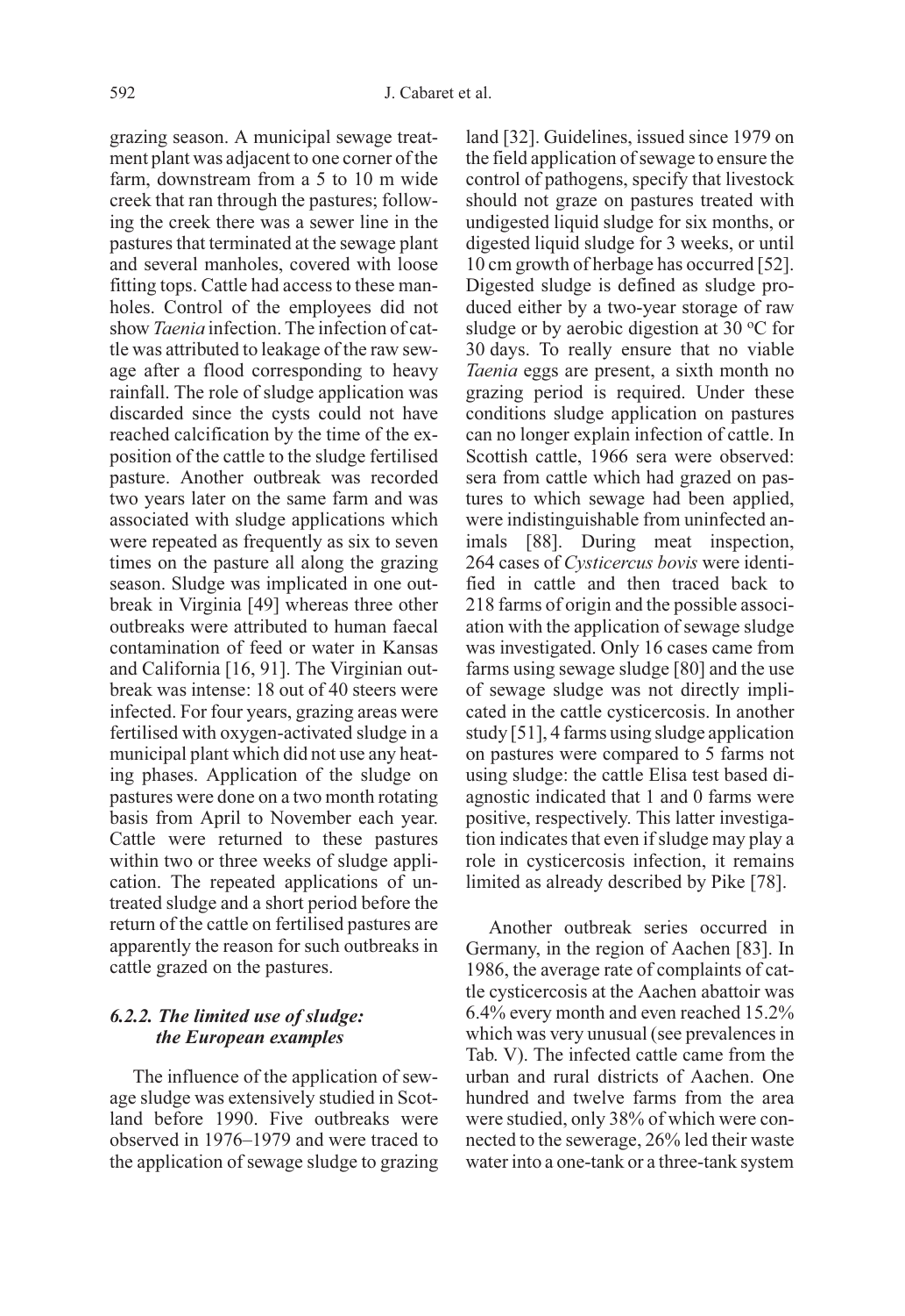grazing season. A municipal sewage treatment plant was adjacent to one corner of the farm, downstream from a 5 to 10 m wide creek that ran through the pastures; following the creek there was a sewer line in the pastures that terminated at the sewage plant and several manholes, covered with loose fitting tops. Cattle had access to these manholes. Control of the employees did not show *Taenia* infection. The infection of cattle was attributed to leakage of the raw sewage after a flood corresponding to heavy rainfall. The role of sludge application was discarded since the cysts could not have reached calcification by the time of the exposition of the cattle to the sludge fertilised pasture. Another outbreak was recorded two years later on the same farm and was associated with sludge applications which were repeated as frequently as six to seven times on the pasture all along the grazing season. Sludge was implicated in one outbreak in Virginia [49] whereas three other outbreaks were attributed to human faecal contamination of feed or water in Kansas and California [16, 91]. The Virginian outbreak was intense: 18 out of 40 steers were infected. For four years, grazing areas were fertilised with oxygen-activated sludge in a municipal plant which did not use any heating phases. Application of the sludge on pastures were done on a two month rotating basis from April to November each year. Cattle were returned to these pastures within two or three weeks of sludge application. The repeated applications of untreated sludge and a short period before the return of the cattle on fertilised pastures are apparently the reason for such outbreaks in cattle grazed on the pastures.

#### 6.2.2. The limited use of sludge: the European examples

The influence of the application of sewage sludge was extensively studied in Scotland before 1990. Five outbreaks were observed in 1976–1979 and were traced to the application of sewage sludge to grazing land [32]. Guidelines, issued since 1979 on the field application of sewage to ensure the control of pathogens, specify that livestock should not graze on pastures treated with undigested liquid sludge for six months, or digested liquid sludge for 3 weeks, or until 10 cm growth of herbage has occurred [52]. Digested sludge is defined as sludge produced either by a two-year storage of raw sludge or by aerobic digestion at 30 °C for 30 days. To really ensure that no viable *Taenia* eggs are present, a sixth month no grazing period is required. Under these conditions sludge application on pastures can no longer explain infection of cattle. In Scottish cattle, 1966 sera were observed: sera from cattle which had grazed on pastures to which sewage had been applied, were indistinguishable from uninfected animals [88]. During meat inspection, 264 cases of *Cysticercus bovis* were identified in cattle and then traced back to 218 farms of origin and the possible association with the application of sewage sludge was investigated. Only 16 cases came from farms using sewage sludge [80] and the use of sewage sludge was not directly implicated in the cattle cysticercosis. In another study [51], 4 farms using sludge application on pastures were compared to 5 farms not using sludge: the cattle Elisa test based diagnostic indicated that 1 and 0 farms were positive, respectively. This latter investigation indicates that even if sludge may play a role in cysticercosis infection, it remains limited as already described by Pike [78].

Another outbreak series occurred in Germany, in the region of Aachen [83]. In 1986, the average rate of complaints of cattle cysticercosis at the Aachen abattoir was 6.4% every month and even reached 15.2% which was very unusual (see prevalences in Tab. V). The infected cattle came from the urban and rural districts of Aachen. One hundred and twelve farms from the area were studied, only 38% of which were connected to the sewerage, 26% led their waste water into a one-tank or a three-tank system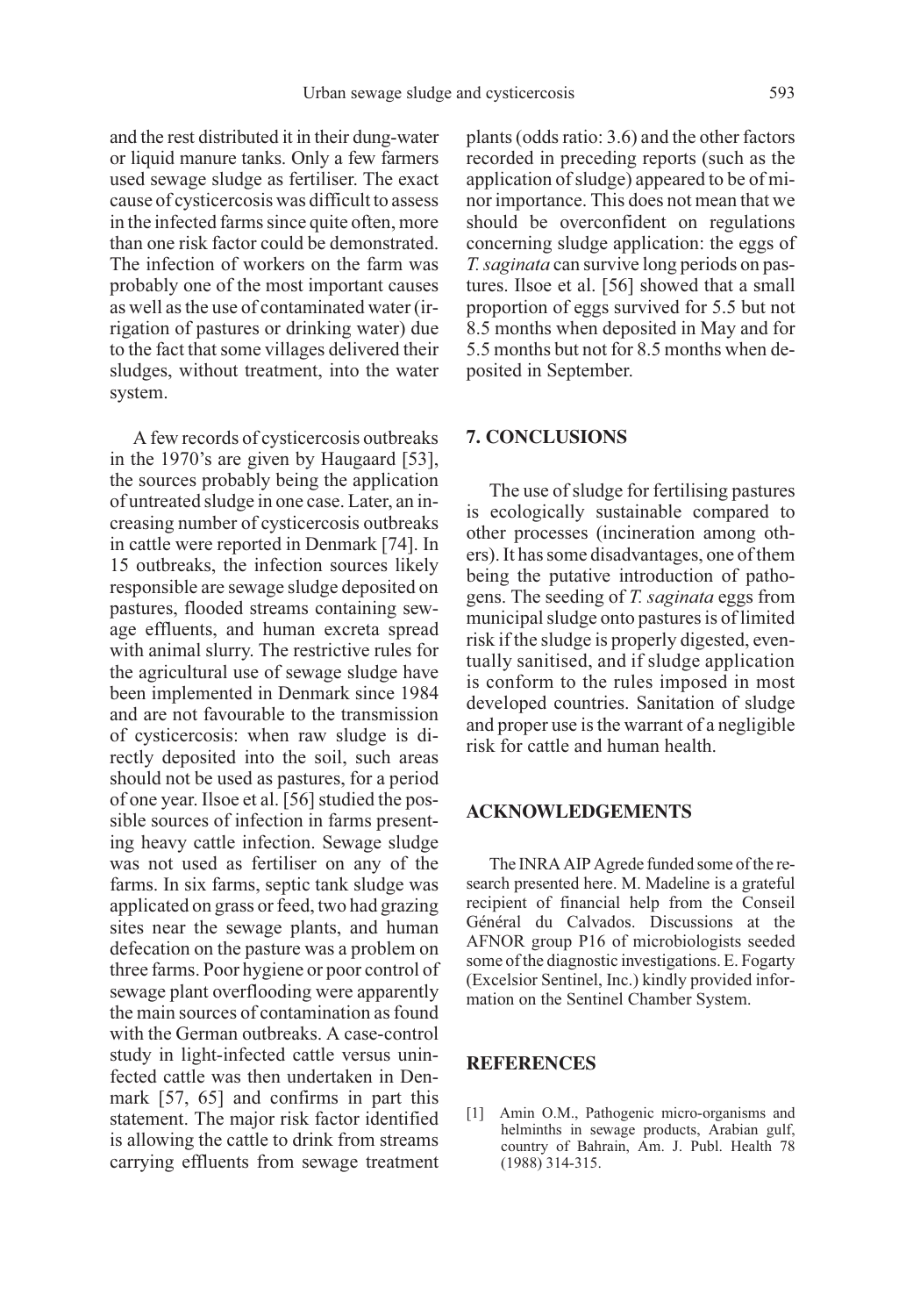and the rest distributed it in their dung-water or liquid manure tanks. Only a few farmers used sewage sludge as fertiliser. The exact cause of cysticercosis was difficult to assess in the infected farms since quite often, more than one risk factor could be demonstrated. The infection of workers on the farm was probably one of the most important causes as well as the use of contaminated water (irrigation of pastures or drinking water) due to the fact that some villages delivered their sludges, without treatment, into the water system.

A few records of cysticercosis outbreaks in the 1970's are given by Haugaard [53], the sources probably being the application of untreated sludge in one case. Later, an increasing number of cysticercosis outbreaks in cattle were reported in Denmark [74]. In 15 outbreaks, the infection sources likely responsible are sewage sludge deposited on pastures, flooded streams containing sewage effluents, and human excreta spread with animal slurry. The restrictive rules for the agricultural use of sewage sludge have been implemented in Denmark since 1984 and are not favourable to the transmission of cysticercosis: when raw sludge is directly deposited into the soil, such areas should not be used as pastures, for a period of one year. Ilsoe et al. [56] studied the possible sources of infection in farms presenting heavy cattle infection. Sewage sludge was not used as fertiliser on any of the farms. In six farms, septic tank sludge was applicated on grass or feed, two had grazing sites near the sewage plants, and human defecation on the pasture was a problem on three farms. Poor hygiene or poor control of sewage plant overflooding were apparently the main sources of contamination as found with the German outbreaks. A case-control study in light-infected cattle versus uninfected cattle was then undertaken in Denmark [57, 65] and confirms in part this statement. The major risk factor identified is allowing the cattle to drink from streams carrying effluents from sewage treatment plants (odds ratio: 3.6) and the other factors recorded in preceding reports (such as the application of sludge) appeared to be of minor importance. This does not mean that we should be overconfident on regulations concerning sludge application: the eggs of *T. saginata* can survive long periods on pastures. Ilsoe et al. [56] showed that a small proportion of eggs survived for 5.5 but not 8.5 months when deposited in May and for 5.5 months but not for 8.5 months when deposited in September.

## 7. CONCLUSIONS

The use of sludge for fertilising pastures is ecologically sustainable compared to other processes (incineration among others). It has some disadvantages, one of them being the putative introduction of pathogens. The seeding of *T. saginata* eggs from municipal sludge onto pastures is of limited risk if the sludge is properly digested, eventually sanitised, and if sludge application is conform to the rules imposed in most developed countries. Sanitation of sludge and proper use is the warrant of a negligible risk for cattle and human health.

## ACKNOWLEDGEMENTS

The INRA AIP Agrede funded some of the research presented here. M. Madeline is a grateful recipient of financial help from the Conseil Général du Calvados. Discussions at the AFNOR group P16 of microbiologists seeded some of the diagnostic investigations. E. Fogarty (Excelsior Sentinel, Inc.) kindly provided information on the Sentinel Chamber System.

## REFERENCES

[1] Amin O.M., Pathogenic micro-organisms and helminths in sewage products, Arabian gulf, country of Bahrain, Am. J. Publ. Health 78 (1988) 314-315.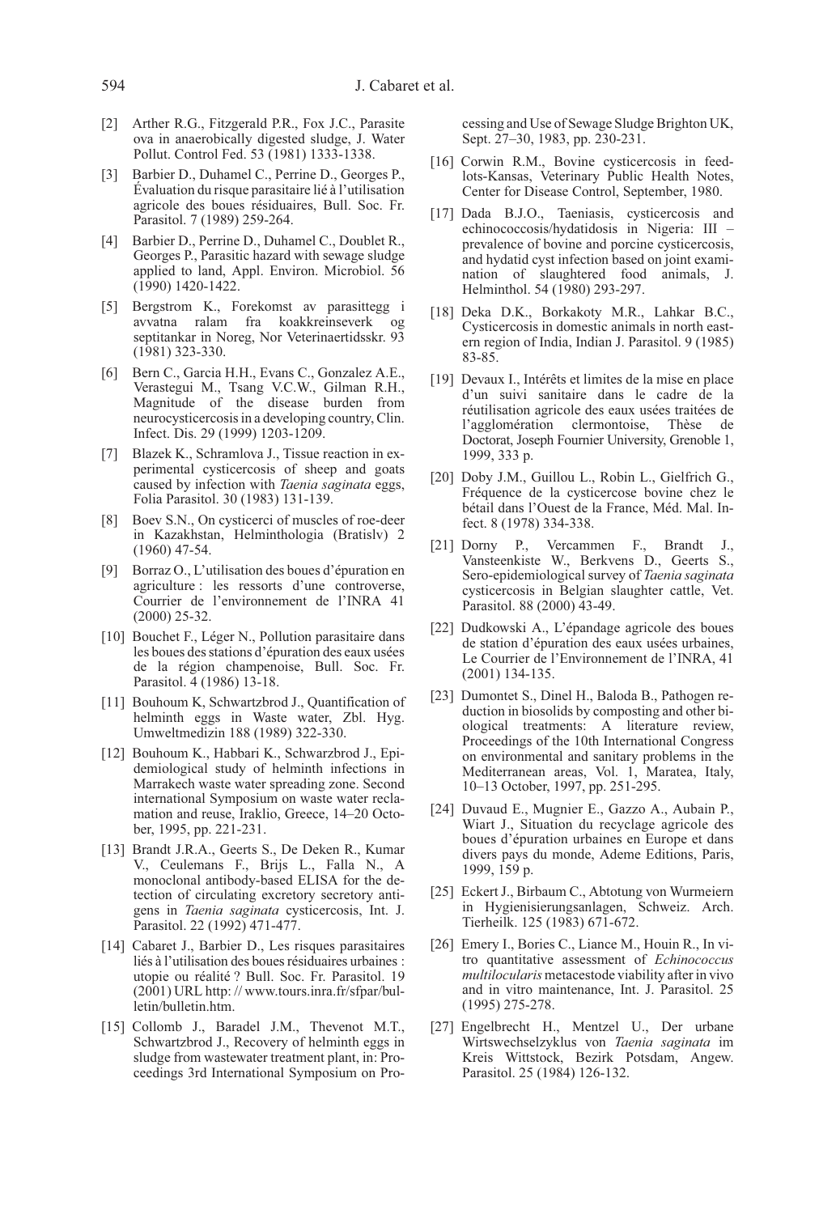[2] Arther R.G., Fitzgerald P.R., Fox J.C., Parasite ova in anaerobically digested sludge, J. Water Pollut. Control Fed. 53 (1981) 1333-1338.

[3] Barbier D., Duhamel C., Perrine D., Georges P., Évaluation du risque parasitaire lié à l'utilisation agricole des boues résiduaires, Bull. Soc. Fr. Parasitol. 7 (1989) 259-264.

[4] Barbier D., Perrine D., Duhamel C., Doublet R., Georges P., Parasitic hazard with sewage sludge applied to land, Appl. Environ. Microbiol. 56 (1990) 1420-1422.

[5] Bergstrom K., Forekomst av parasittegg i avvatna ralam fra koakkreinseverk og septitankar in Noreg, Nor Veterinaertidsskr. 93 (1981) 323-330.

[6] Bern C., Garcia H.H., Evans C., Gonzalez A.E., Verastegui M., Tsang V.C.W., Gilman R.H., Magnitude of the disease burden from neurocysticercosis in a developing country, Clin. Infect. Dis. 29 (1999) 1203-1209.

[7] Blazek K., Schramlova J., Tissue reaction in experimental cysticercosis of sheep and goats caused by infection with *Taenia saginata* eggs, Folia Parasitol. 30 (1983) 131-139.

[8] Boev S.N., On cysticerci of muscles of roe-deer in Kazakhstan, Helminthologia (Bratislv) 2 (1960) 47-54.

[9] Borraz O., L'utilisation des boues d'épuration en agriculture : les ressorts d'une controverse, Courrier de l'environnement de l'INRA 41 (2000) 25-32.

[10] Bouchet F., Léger N., Pollution parasitaire dans les boues des stations d'épuration des eaux usées de la région champenoise, Bull. Soc. Fr. Parasitol. 4 (1986) 13-18.

[11] Bouhoum K, Schwartzbrod J., Quantification of helminth eggs in Waste water, Zbl. Hyg. Umweltmedizin 188 (1989) 322-330.

[12] Bouhoum K., Habbari K., Schwarzbrod J., Epidemiological study of helminth infections in Marrakech waste water spreading zone. Second international Symposium on waste water reclamation and reuse, Iraklio, Greece, 14–20 October, 1995, pp. 221-231.

[13] Brandt J.R.A., Geerts S., De Deken R., Kumar V., Ceulemans F., Brijs L., Falla N., A monoclonal antibody-based ELISA for the detection of circulating excretory secretory antigens in *Taenia saginata* cysticercosis, Int. J. Parasitol. 22 (1992) 471-477.

[14] Cabaret J., Barbier D., Les risques parasitaires liés à l'utilisation des boues résiduaires urbaines : utopie ou réalité ? Bull. Soc. Fr. Parasitol. 19 (2001) URL http: // www.tours.inra.fr/sfpar/bulletin/bulletin.htm.

[15] Collomb J., Baradel J.M., Thevenot M.T., Schwartzbrod J., Recovery of helminth eggs in sludge from wastewater treatment plant, in: Proceedings 3rd International Symposium on Processing and Use of Sewage Sludge Brighton UK, Sept. 27–30, 1983, pp. 230-231.

[16] Corwin R.M., Bovine cysticercosis in feedlots-Kansas, Veterinary Public Health Notes, Center for Disease Control, September, 1980.

[17] Dada B.J.O., Taeniasis, cysticercosis and echinococcosis/hydatidosis in Nigeria: III – prevalence of bovine and porcine cysticercosis, and hydatid cyst infection based on joint examination of slaughtered food animals, J. Helminthol. 54 (1980) 293-297.

[18] Deka D.K., Borkakoty M.R., Lahkar B.C., Cysticercosis in domestic animals in north eastern region of India, Indian J. Parasitol. 9 (1985) 83-85.

[19] Devaux I., Intérêts et limites de la mise en place d'un suivi sanitaire dans le cadre de la réutilisation agricole des eaux usées traitées de l'agglomération clermontoise, Thèse de Doctorat, Joseph Fournier University, Grenoble 1, 1999, 333 p.

[20] Doby J.M., Guillou L., Robin L., Gielfrich G., Fréquence de la cysticercose bovine chez le bétail dans l'Ouest de la France, Méd. Mal. Infect. 8 (1978) 334-338.

[21] Dorny P., Vercammen F., Brandt J., Vansteenkiste W., Berkvens D., Geerts S., Sero-epidemiological survey of *Taenia saginata* cysticercosis in Belgian slaughter cattle, Vet. Parasitol. 88 (2000) 43-49.

[22] Dudkowski A., L'épandage agricole des boues de station d'épuration des eaux usées urbaines, Le Courrier de l'Environnement de l'INRA, 41 (2001) 134-135.

[23] Dumontet S., Dinel H., Baloda B., Pathogen reduction in biosolids by composting and other biological treatments: A literature review, Proceedings of the 10th International Congress on environmental and sanitary problems in the Mediterranean areas, Vol. 1, Maratea, Italy, 10–13 October, 1997, pp. 251-295.

[24] Duvaud E., Mugnier E., Gazzo A., Aubain P., Wiart J., Situation du recyclage agricole des boues d'épuration urbaines en Europe et dans divers pays du monde, Ademe Editions, Paris, 1999, 159 p.

[25] Eckert J., Birbaum C., Abtotung von Wurmeiern in Hygienisierungsanlagen, Schweiz. Arch. Tierheilk. 125 (1983) 671-672.

[26] Emery I., Bories C., Liance M., Houin R., In vitro quantitative assessment of *Echinococcus multilocularis* metacestode viability after in vivo and in vitro maintenance, Int. J. Parasitol. 25 (1995) 275-278.

[27] Engelbrecht H., Mentzel U., Der urbane Wirtswechselzyklus von *Taenia saginata* im Kreis Wittstock, Bezirk Potsdam, Angew. Parasitol. 25 (1984) 126-132.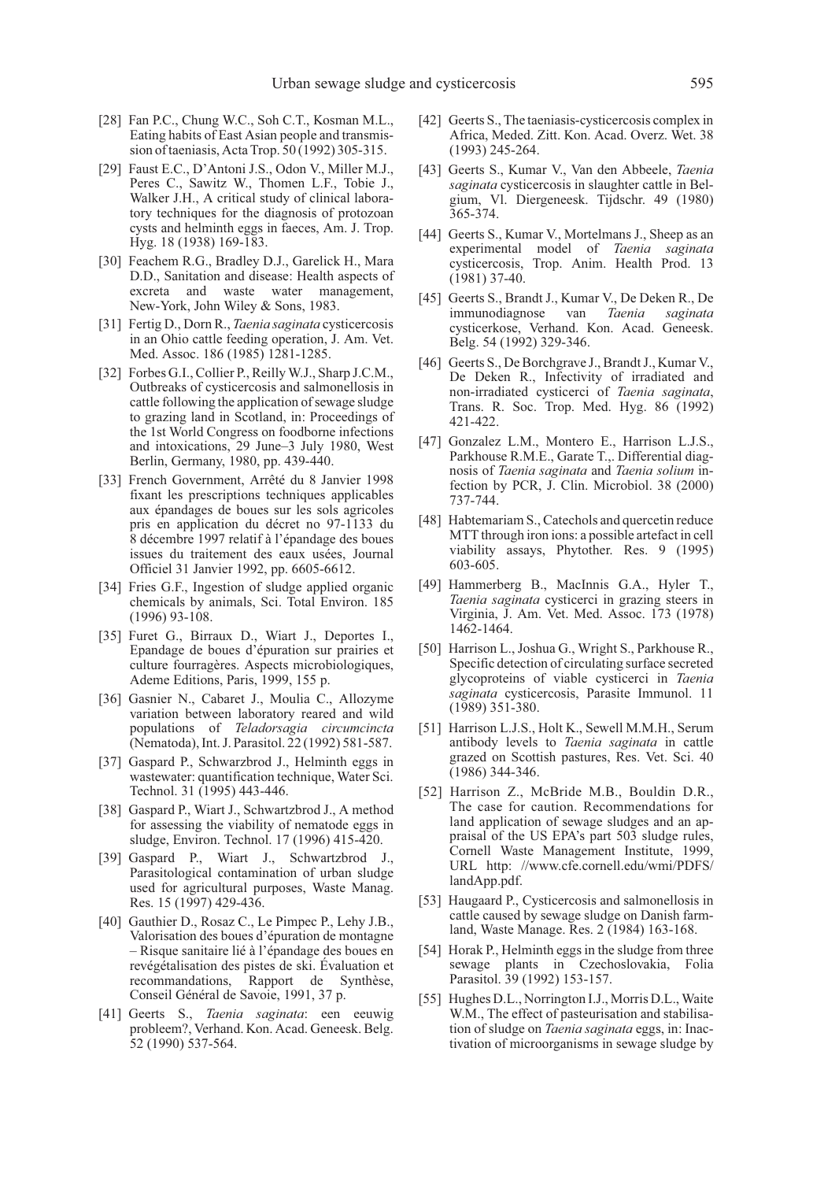[28] Fan P.C., Chung W.C., Soh C.T., Kosman M.L., Eating habits of East Asian people and transmission of taeniasis, Acta Trop. 50 (1992) 305-315.

[29] Faust E.C., D'Antoni J.S., Odon V., Miller M.J., Peres C., Sawitz W., Thomen L.F., Tobie J., Walker J.H., A critical study of clinical laboratory techniques for the diagnosis of protozoan cysts and helminth eggs in faeces, Am. J. Trop. Hyg. 18 (1938) 169-183.

[30] Feachem R.G., Bradley D.J., Garelick H., Mara D.D., Sanitation and disease: Health aspects of excreta and waste water management, New-York, John Wiley & Sons, 1983.

[31] Fertig D., Dorn R., *Taenia saginata* cysticercosis in an Ohio cattle feeding operation, J. Am. Vet. Med. Assoc. 186 (1985) 1281-1285.

[32] Forbes G.I., Collier P., Reilly W.J., Sharp J.C.M., Outbreaks of cysticercosis and salmonellosis in cattle following the application of sewage sludge to grazing land in Scotland, in: Proceedings of the 1st World Congress on foodborne infections and intoxications, 29 June–3 July 1980, West Berlin, Germany, 1980, pp. 439-440.

[33] French Government, Arrêté du 8 Janvier 1998 fixant les prescriptions techniques applicables aux épandages de boues sur les sols agricoles pris en application du décret no 97-1133 du 8 décembre 1997 relatif à l'épandage des boues issues du traitement des eaux usées, Journal Officiel 31 Janvier 1992, pp. 6605-6612.

[34] Fries G.F., Ingestion of sludge applied organic chemicals by animals, Sci. Total Environ. 185 (1996) 93-108.

[35] Furet G., Birraux D., Wiart J., Deportes I., Epandage de boues d'épuration sur prairies et culture fourragères. Aspects microbiologiques, Ademe Editions, Paris, 1999, 155 p.

[36] Gasnier N., Cabaret J., Moulia C., Allozyme variation between laboratory reared and wild populations of *Teladorsagia circumcincta* (Nematoda), Int. J. Parasitol. 22 (1992) 581-587.

[37] Gaspard P., Schwarzbrod J., Helminth eggs in wastewater: quantification technique, Water Sci. Technol. 31 (1995) 443-446.

[38] Gaspard P., Wiart J., Schwartzbrod J., A method for assessing the viability of nematode eggs in sludge, Environ. Technol. 17 (1996) 415-420.

[39] Gaspard P., Wiart J., Schwartzbrod J., Parasitological contamination of urban sludge used for agricultural purposes, Waste Manag. Res. 15 (1997) 429-436.

[40] Gauthier D., Rosaz C., Le Pimpec P., Lehy J.B., Valorisation des boues d'épuration de montagne – Risque sanitaire lié à l'épandage des boues en revégétalisation des pistes de ski. Évaluation et recommandations, Rapport de Synthèse, Conseil Général de Savoie, 1991, 37 p.

[41] Geerts S., *Taenia saginata*: een eeuwig probleem?, Verhand. Kon. Acad. Geneesk. Belg. 52 (1990) 537-564.

[42] Geerts S., The taeniasis-cysticercosis complex in Africa, Meded. Zitt. Kon. Acad. Overz. Wet. 38 (1993) 245-264.

[43] Geerts S., Kumar V., Van den Abbeele, *Taenia saginata* cysticercosis in slaughter cattle in Belgium, Vl. Diergeneesk. Tijdschr. 49 (1980) 365-374.

[44] Geerts S., Kumar V., Mortelmans J., Sheep as an experimental model of *Taenia saginata* cysticercosis, Trop. Anim. Health Prod. 13 (1981) 37-40.

[45] Geerts S., Brandt J., Kumar V., De Deken R., De immunodiagnose van *Taenia saginata* cysticerkose, Verhand. Kon. Acad. Geneesk. Belg. 54 (1992) 329-346.

[46] Geerts S., De Borchgrave J., Brandt J., Kumar V., De Deken R., Infectivity of irradiated and non-irradiated cysticerci of *Taenia saginata*, Trans. R. Soc. Trop. Med. Hyg. 86 (1992) 421-422.

[47] Gonzalez L.M., Montero E., Harrison L.J.S., Parkhouse R.M.E., Garate T.,. Differential diagnosis of *Taenia saginata* and *Taenia solium* infection by PCR, J. Clin. Microbiol. 38 (2000) 737-744.

[48] Habtemariam S., Catechols and quercetin reduce MTT through iron ions: a possible artefact in cell viability assays, Phytother. Res. 9 (1995) 603-605.

[49] Hammerberg B., MacInnis G.A., Hyler T., *Taenia saginata* cysticerci in grazing steers in Virginia, J. Am. Vet. Med. Assoc. 173 (1978) 1462-1464.

[50] Harrison L., Joshua G., Wright S., Parkhouse R., Specific detection of circulating surface secreted glycoproteins of viable cysticerci in *Taenia saginata* cysticercosis, Parasite Immunol. 11 (1989) 351-380.

[51] Harrison L.J.S., Holt K., Sewell M.M.H., Serum antibody levels to *Taenia saginata* in cattle grazed on Scottish pastures, Res. Vet. Sci. 40 (1986) 344-346.

[52] Harrison Z., McBride M.B., Bouldin D.R., The case for caution. Recommendations for land application of sewage sludges and an appraisal of the US EPA's part 503 sludge rules, Cornell Waste Management Institute, 1999, URL http: //www.cfe.cornell.edu/wmi/PDFS/landApp.pdf.

[53] Haugaard P., Cysticercosis and salmonellosis in cattle caused by sewage sludge on Danish farmland, Waste Manage. Res. 2 (1984) 163-168.

[54] Horak P., Helminth eggs in the sludge from three sewage plants in Czechoslovakia, Folia Parasitol. 39 (1992) 153-157.

[55] Hughes D.L., Norrington I.J., Morris D.L., Waite W.M., The effect of pasteurisation and stabilisation of sludge on *Taenia saginata* eggs, in: Inactivation of microorganisms in sewage sludge by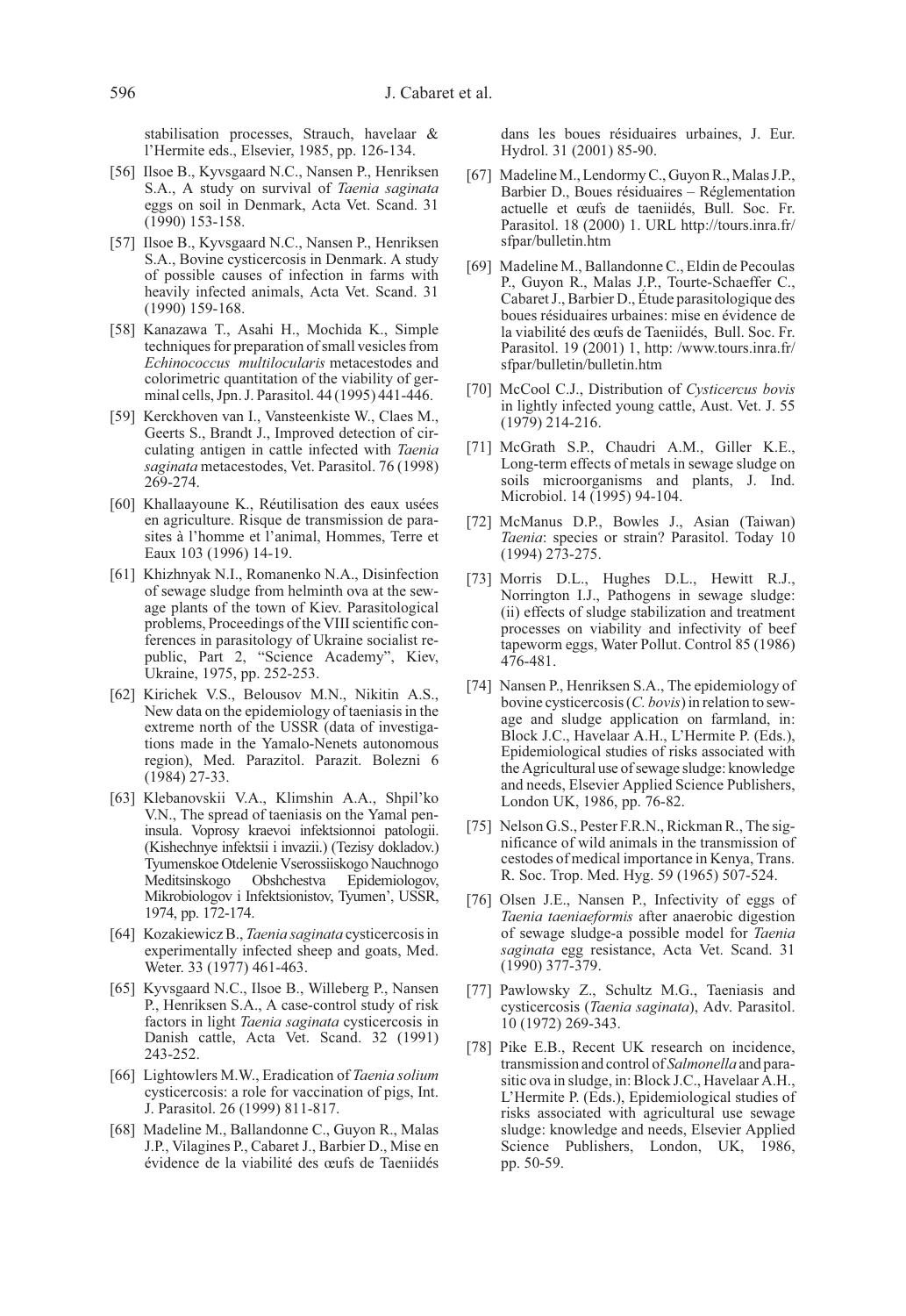stabilisation processes, Strauch, havelaar & l'Hermite eds., Elsevier, 1985, pp. 126-134.

[56] Ilsoe B., Kyvsgaard N.C., Nansen P., Henriksen S.A., A study on survival of *Taenia saginata* eggs on soil in Denmark, Acta Vet. Scand. 31 (1990) 153-158.

[57] Ilsoe B., Kyvsgaard N.C., Nansen P., Henriksen S.A., Bovine cysticercosis in Denmark. A study of possible causes of infection in farms with heavily infected animals, Acta Vet. Scand. 31 (1990) 159-168.

[58] Kanazawa T., Asahi H., Mochida K., Simple techniques for preparation of small vesicles from *Echinococcus multilocularis* metacestodes and colorimetric quantitation of the viability of germinal cells, Jpn. J. Parasitol. 44 (1995) 441-446.

[59] Kerckhoven van I., Vansteenkiste W., Claes M., Geerts S., Brandt J., Improved detection of circulating antigen in cattle infected with *Taenia saginata* metacestodes, Vet. Parasitol. 76 (1998) 269-274.

[60] Khallaayoune K., Réutilisation des eaux usées en agriculture. Risque de transmission de parasites à l'homme et l'animal, Hommes, Terre et Eaux 103 (1996) 14-19.

[61] Khizhnyak N.I., Romanenko N.A., Disinfection of sewage sludge from helminth ova at the sewage plants of the town of Kiev. Parasitological problems, Proceedings of the VIII scientific conferences in parasitology of Ukraine socialist republic, Part 2, "Science Academy", Kiev, Ukraine, 1975, pp. 252-253.

[62] Kirichek V.S., Belousov M.N., Nikitin A.S., New data on the epidemiology of taeniasis in the extreme north of the USSR (data of investigations made in the Yamalo-Nenets autonomous region), Med. Parazitol. Parazit. Bolezni 6 (1984) 27-33.

[63] Klebanovskii V.A., Klimshin A.A., Shpil'ko V.N., The spread of taeniasis on the Yamal peninsula. Voprosy kraevoi infektsionnoi patologii. (Kishechnye infektsii i invazii.) (Tezisy dokladov.) Tyumenskoe Otdelenie Vserossiiskogo Nauchnogo Meditsinskogo Obshchestva Epidemiologov, Mikrobiologov i Infektsionistov, Tyumen', USSR, 1974, pp. 172-174.

[64] Kozakiewicz B., *Taenia saginata* cysticercosis in experimentally infected sheep and goats, Med. Weter. 33 (1977) 461-463.

[65] Kyvsgaard N.C., Ilsoe B., Willeberg P., Nansen P., Henriksen S.A., A case-control study of risk factors in light *Taenia saginata* cysticercosis in Danish cattle, Acta Vet. Scand. 32 (1991) 243-252.

[66] Lightowlers M.W., Eradication of *Taenia solium* cysticercosis: a role for vaccination of pigs, Int. J. Parasitol. 26 (1999) 811-817.

[68] Madeline M., Ballandonne C., Guyon R., Malas J.P., Vilagines P., Cabaret J., Barbier D., Mise en évidence de la viabilité des œufs de Taeniidés dans les boues résiduaires urbaines, J. Eur. Hydrol. 31 (2001) 85-90.

[67] Madeline M., Lendormy C., Guyon R., Malas J.P., Barbier D., Boues résiduaires – Réglementation actuelle et œufs de taeniidés, Bull. Soc. Fr. Parasitol. 18 (2000) 1. URL http://tours.inra.fr/sfpar/bulletin.htm

[69] Madeline M., Ballandonne C., Eldin de Pecoulas P., Guyon R., Malas J.P., Tourte-Schaeffer C., Cabaret J., Barbier D., Étude parasitologique des boues résiduaires urbaines: mise en évidence de la viabilité des œufs de Taeniidés, Bull. Soc. Fr. Parasitol. 19 (2001) 1, http: /www.tours.inra.fr/sfpar/bulletin/bulletin.htm

[70] McCool C.J., Distribution of *Cysticercus bovis* in lightly infected young cattle, Aust. Vet. J. 55 (1979) 214-216.

[71] McGrath S.P., Chaudri A.M., Giller K.E., Long-term effects of metals in sewage sludge on soils microorganisms and plants, J. Ind. Microbiol. 14 (1995) 94-104.

[72] McManus D.P., Bowles J., Asian (Taiwan) *Taenia*: species or strain? Parasitol. Today 10 (1994) 273-275.

[73] Morris D.L., Hughes D.L., Hewitt R.J., Norrington I.J., Pathogens in sewage sludge: (ii) effects of sludge stabilization and treatment processes on viability and infectivity of beef tapeworm eggs, Water Pollut. Control 85 (1986) 476-481.

[74] Nansen P., Henriksen S.A., The epidemiology of bovine cysticercosis (*C. bovis*) in relation to sewage and sludge application on farmland, in: Block J.C., Havelaar A.H., L'Hermite P. (Eds.), Epidemiological studies of risks associated with the Agricultural use of sewage sludge: knowledge and needs, Elsevier Applied Science Publishers, London UK, 1986, pp. 76-82.

[75] Nelson G.S., Pester F.R.N., Rickman R., The significance of wild animals in the transmission of cestodes of medical importance in Kenya, Trans. R. Soc. Trop. Med. Hyg. 59 (1965) 507-524.

[76] Olsen J.E., Nansen P., Infectivity of eggs of *Taenia taeniaeformis* after anaerobic digestion of sewage sludge-a possible model for *Taenia saginata* egg resistance, Acta Vet. Scand. 31 (1990) 377-379.

[77] Pawlowsky Z., Schultz M.G., Taeniasis and cysticercosis (*Taenia saginata*), Adv. Parasitol. 10 (1972) 269-343.

[78] Pike E.B., Recent UK research on incidence, transmission and control of *Salmonella* and parasitic ova in sludge, in: Block J.C., Havelaar A.H., L'Hermite P. (Eds.), Epidemiological studies of risks associated with agricultural use sewage sludge: knowledge and needs, Elsevier Applied Science Publishers, London, UK, 1986, pp. 50-59.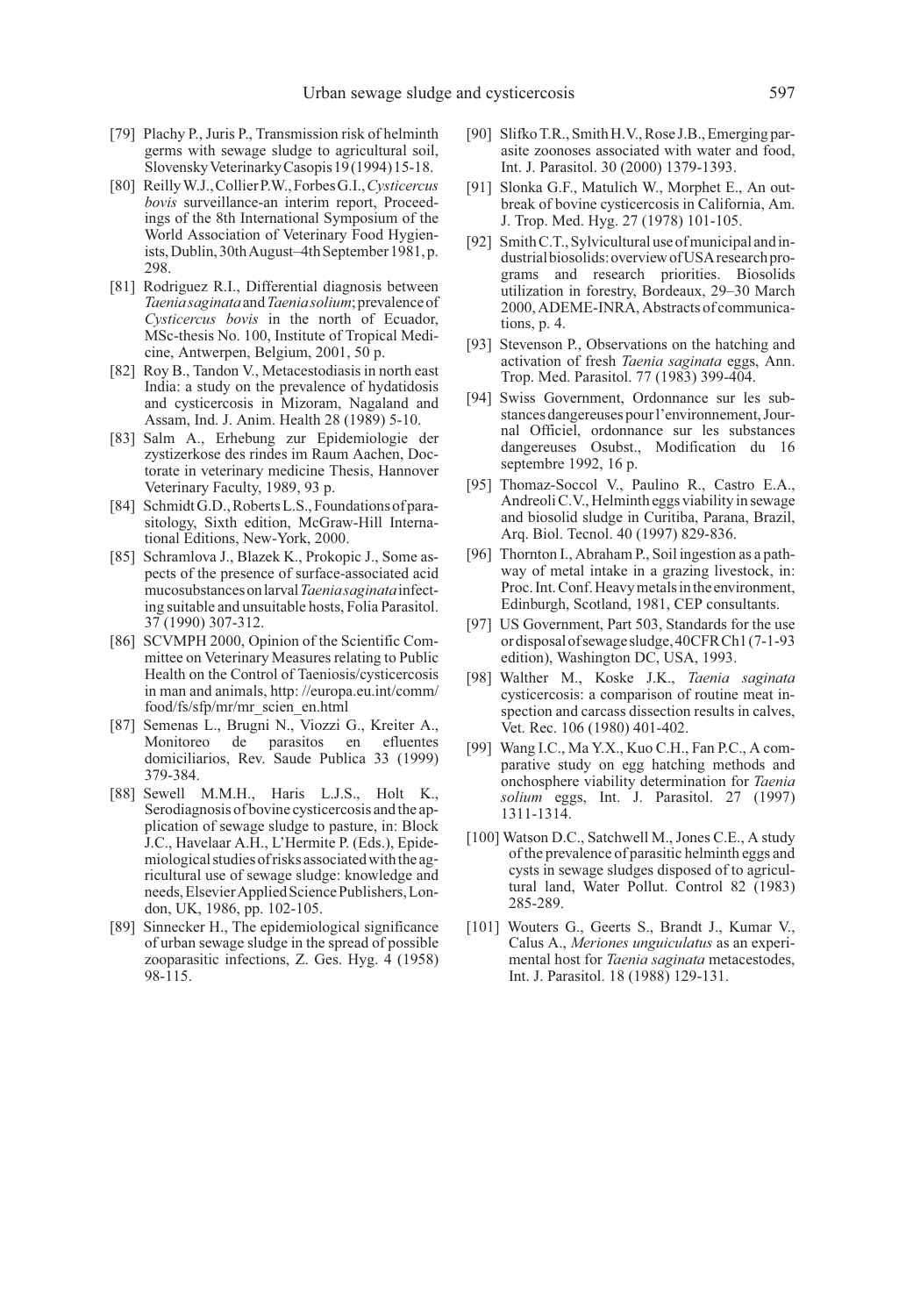[79] Plachy P., Juris P., Transmission risk of helminth germs with sewage sludge to agricultural soil, Slovensky Veterinarky Casopis 19 (1994) 15-18.

[80] Reilly W.J., Collier P.W., Forbes G.I., *Cysticercus bovis* surveillance-an interim report, Proceedings of the 8th International Symposium of the World Association of Veterinary Food Hygienists, Dublin, 30th August–4th September 1981, p. 298.

[81] Rodriguez R.I., Differential diagnosis between *Taenia saginata* and *Taenia solium*; prevalence of *Cysticercus bovis* in the north of Ecuador, MSc-thesis No. 100, Institute of Tropical Medicine, Antwerpen, Belgium, 2001, 50 p.

[82] Roy B., Tandon V., Metacestodiasis in north east India: a study on the prevalence of hydatidosis and cysticercosis in Mizoram, Nagaland and Assam, Ind. J. Anim. Health 28 (1989) 5-10.

[83] Salm A., Erhebung zur Epidemiologie der zystizerkose des rindes im Raum Aachen, Doctorate in veterinary medicine Thesis, Hannover Veterinary Faculty, 1989, 93 p.

[84] Schmidt G.D., Roberts L.S., Foundations of parasitology, Sixth edition, McGraw-Hill International Editions, New-York, 2000.

[85] Schramlova J., Blazek K., Prokopic J., Some aspects of the presence of surface-associated acid mucosubstances on larval *Taenia saginata* infecting suitable and unsuitable hosts, Folia Parasitol. 37 (1990) 307-312.

[86] SCVMPH 2000, Opinion of the Scientific Committee on Veterinary Measures relating to Public Health on the Control of Taeniosis/cysticercosis in man and animals, http: //europa.eu.int/comm/food/fs/sfp/mr/mr_scien_en.html

[87] Semenas L., Brugni N., Viozzi G., Kreiter A., Monitoreo de parasitos en efluentes domiciliarios, Rev. Saude Publica 33 (1999) 379-384.

[88] Sewell M.M.H., Haris L.J.S., Holt K., Serodiagnosis of bovine cysticercosis and the application of sewage sludge to pasture, in: Block J.C., Havelaar A.H., L'Hermite P. (Eds.), Epidemiological studies of risks associated with the agricultural use of sewage sludge: knowledge and needs, Elsevier Applied Science Publishers, London, UK, 1986, pp. 102-105.

[89] Sinnecker H., The epidemiological significance of urban sewage sludge in the spread of possible zooparasitic infections, Z. Ges. Hyg. 4 (1958) 98-115.

[90] Slifko T.R., Smith H.V., Rose J.B., Emerging parasite zoonoses associated with water and food, Int. J. Parasitol. 30 (2000) 1379-1393.

[91] Slonka G.F., Matulich W., Morphet E., An outbreak of bovine cysticercosis in California, Am. J. Trop. Med. Hyg. 27 (1978) 101-105.

[92] Smith C.T., Sylvicultural use of municipal and industrial biosolids: overview of USA research programs and research priorities. Biosolids utilization in forestry, Bordeaux, 29–30 March 2000, ADEME-INRA, Abstracts of communications, p. 4.

[93] Stevenson P., Observations on the hatching and activation of fresh *Taenia saginata* eggs, Ann. Trop. Med. Parasitol. 77 (1983) 399-404.

[94] Swiss Government, Ordonnance sur les substances dangereuses pour l'environnement, Journal Officiel, ordonnance sur les substances dangereuses Osubst., Modification du 16 septembre 1992, 16 p.

[95] Thomaz-Soccol V., Paulino R., Castro E.A., Andreoli C.V., Helminth eggs viability in sewage and biosolid sludge in Curitiba, Parana, Brazil, Arq. Biol. Tecnol. 40 (1997) 829-836.

[96] Thornton I., Abraham P., Soil ingestion as a pathway of metal intake in a grazing livestock, in: Proc. Int. Conf. Heavy metals in the environment, Edinburgh, Scotland, 1981, CEP consultants.

[97] US Government, Part 503, Standards for the use or disposal of sewage sludge, 40CFR Ch1 (7-1-93 edition), Washington DC, USA, 1993.

[98] Walther M., Koske J.K., *Taenia saginata* cysticercosis: a comparison of routine meat inspection and carcass dissection results in calves, Vet. Rec. 106 (1980) 401-402.

[99] Wang I.C., Ma Y.X., Kuo C.H., Fan P.C., A comparative study on egg hatching methods and onchosphere viability determination for *Taenia solium* eggs, Int. J. Parasitol. 27 (1997) 1311-1314.

[100] Watson D.C., Satchwell M., Jones C.E., A study of the prevalence of parasitic helminth eggs and cysts in sewage sludges disposed of to agricultural land, Water Pollut. Control 82 (1983) 285-289.

[101] Wouters G., Geerts S., Brandt J., Kumar V., Calus A., *Meriones unguiculatus* as an experimental host for *Taenia saginata* metacestodes, Int. J. Parasitol. 18 (1988) 129-131.